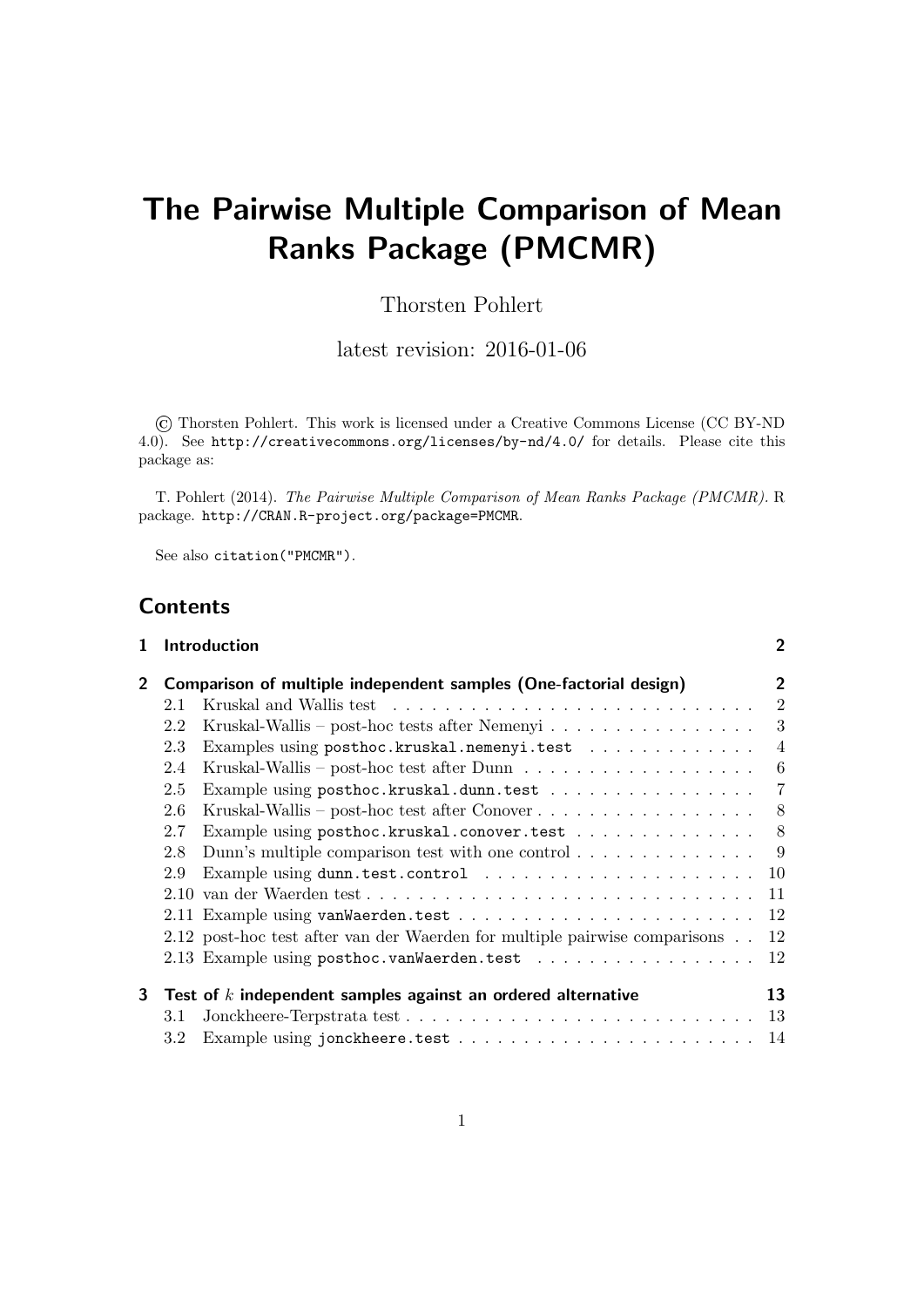# The Pairwise Multiple Comparison of Mean Ranks Package (PMCMR)

Thorsten Pohlert

latest revision: 2016-01-06

© Thorsten Pohlert. This work is licensed under a Creative Commons License (CC BY-ND 4.0). See `http://creativecommons.org/licenses/by-nd/4.0/` for details. Please cite this package as:

T. Pohlert (2014). *The Pairwise Multiple Comparison of Mean Ranks Package (PMCMR).* R package. `http://CRAN.R-project.org/package=PMCMR`.

See also `citation("PMCMR")`.

## Contents

**1 Introduction** — 2

**2 Comparison of multiple independent samples (One-factorial design)** — 2

- 2.1 Kruskal and Wallis test — 2
- 2.2 Kruskal-Wallis – post-hoc tests after Nemenyi — 3
- 2.3 Examples using `posthoc.kruskal.nemenyi.test` — 4
- 2.4 Kruskal-Wallis – post-hoc test after Dunn — 6
- 2.5 Example using `posthoc.kruskal.dunn.test` — 7
- 2.6 Kruskal-Wallis – post-hoc test after Conover — 8
- 2.7 Example using `posthoc.kruskal.conover.test` — 8
- 2.8 Dunn's multiple comparison test with one control — 9
- 2.9 Example using `dunn.test.control` — 10
- 2.10 van der Waerden test — 11
- 2.11 Example using `vanWaerden.test` — 12
- 2.12 post-hoc test after van der Waerden for multiple pairwise comparisons — 12
- 2.13 Example using `posthoc.vanWaerden.test` — 12

**3 Test of $k$ independent samples against an ordered alternative** — 13

- 3.1 Jonckheere-Terpstrata test — 13
- 3.2 Example using `jonckheere.test` — 14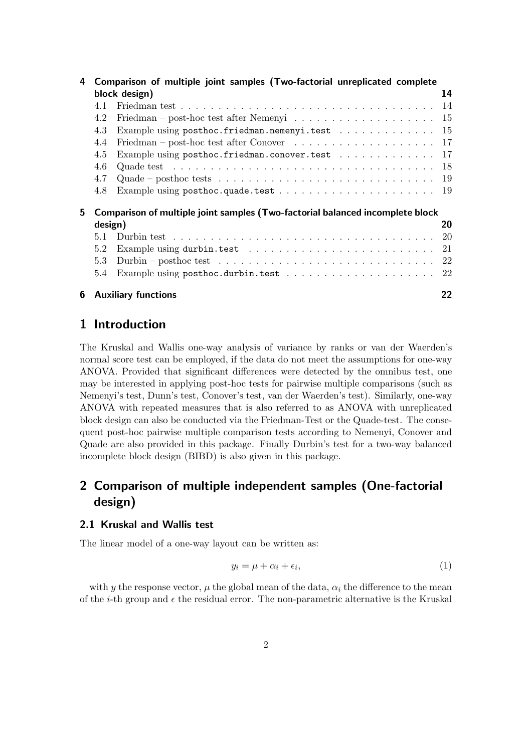| | | |
|---|---|---|
| **4** | **Comparison of multiple joint samples (Two-factorial unreplicated complete block design)** | **14** |
| 4.1 | Friedman test | 14 |
| 4.2 | Friedman – post-hoc test after Nemenyi | 15 |
| 4.3 | Example using `posthoc.friedman.nemenyi.test` | 15 |
| 4.4 | Friedman – post-hoc test after Conover | 17 |
| 4.5 | Example using `posthoc.friedman.conover.test` | 17 |
| 4.6 | Quade test | 18 |
| 4.7 | Quade – posthoc tests | 19 |
| 4.8 | Example using `posthoc.quade.test` | 19 |
| **5** | **Comparison of multiple joint samples (Two-factorial balanced incomplete block design)** | **20** |
| 5.1 | Durbin test | 20 |
| 5.2 | Example using `durbin.test` | 21 |
| 5.3 | Durbin – posthoc test | 22 |
| 5.4 | Example using `posthoc.durbin.test` | 22 |
| **6** | **Auxiliary functions** | **22** |

# 1 Introduction

The Kruskal and Wallis one-way analysis of variance by ranks or van der Waerden's normal score test can be employed, if the data do not meet the assumptions for one-way ANOVA. Provided that significant differences were detected by the omnibus test, one may be interested in applying post-hoc tests for pairwise multiple comparisons (such as Nemenyi's test, Dunn's test, Conover's test, van der Waerden's test). Similarly, one-way ANOVA with repeated measures that is also referred to as ANOVA with unreplicated block design can also be conducted via the Friedman-Test or the Quade-test. The consequent post-hoc pairwise multiple comparison tests according to Nemenyi, Conover and Quade are also provided in this package. Finally Durbin's test for a two-way balanced incomplete block design (BIBD) is also given in this package.

# 2 Comparison of multiple independent samples (One-factorial design)

## 2.1 Kruskal and Wallis test

The linear model of a one-way layout can be written as:

$$y_i = \mu + \alpha_i + \epsilon_i, \tag{1}$$

with $y$ the response vector, $\mu$ the global mean of the data, $\alpha_i$ the difference to the mean of the $i$-th group and $\epsilon$ the residual error. The non-parametric alternative is the Kruskal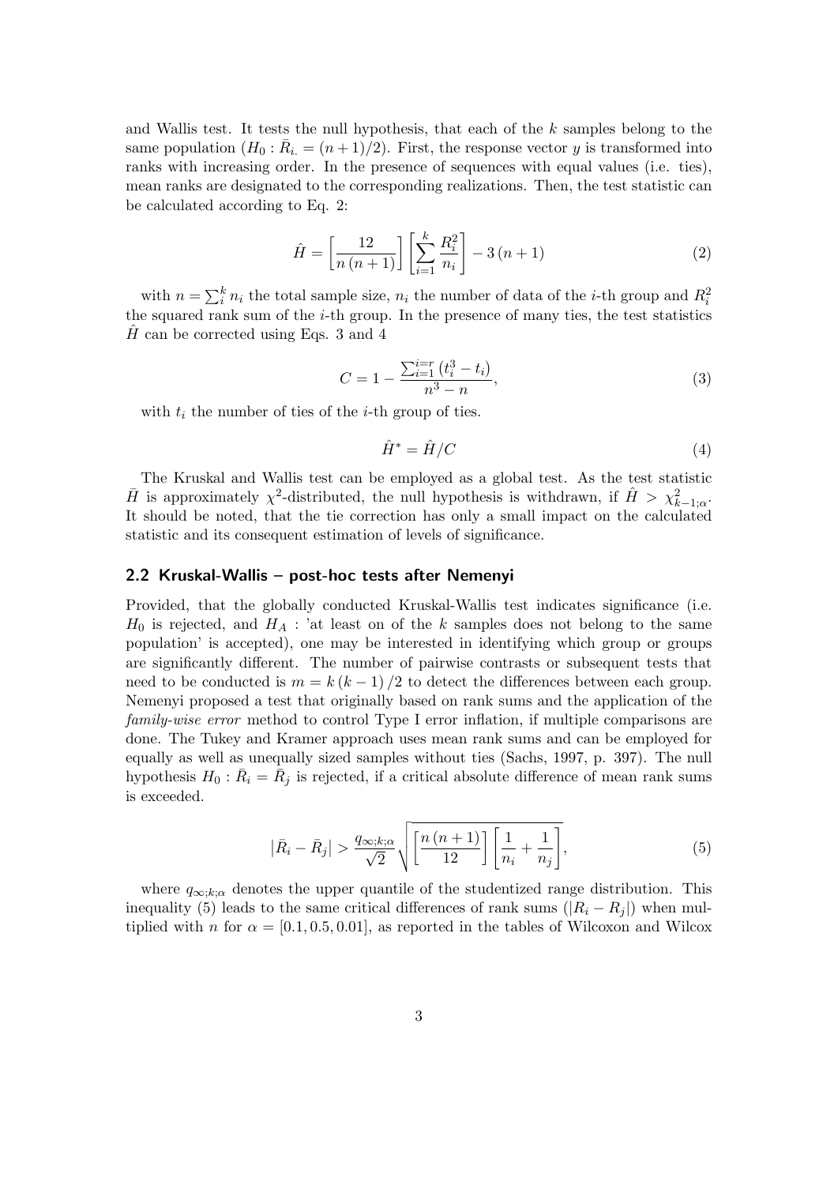and Wallis test. It tests the null hypothesis, that each of the $k$ samples belong to the same population ($H_0 : \bar{R}_{i.} = (n+1)/2$). First, the response vector $y$ is transformed into ranks with increasing order. In the presence of sequences with equal values (i.e. ties), mean ranks are designated to the corresponding realizations. Then, the test statistic can be calculated according to Eq. 2:

$$\hat{H} = \left[\frac{12}{n\,(n+1)}\right]\left[\sum_{i=1}^{k}\frac{R_i^2}{n_i}\right] - 3\,(n+1) \tag{2}$$

with $n = \sum_i^k n_i$ the total sample size, $n_i$ the number of data of the $i$-th group and $R_i^2$ the squared rank sum of the $i$-th group. In the presence of many ties, the test statistics $\hat{H}$ can be corrected using Eqs. 3 and 4

$$C = 1 - \frac{\sum_{i=1}^{i=r}\left(t_i^3 - t_i\right)}{n^3 - n}, \tag{3}$$

with $t_i$ the number of ties of the $i$-th group of ties.

$$\hat{H}^* = \hat{H}/C \tag{4}$$

The Kruskal and Wallis test can be employed as a global test. As the test statistic $\bar{H}$ is approximately $\chi^2$-distributed, the null hypothesis is withdrawn, if $\hat{H} > \chi^2_{k-1;\alpha}$. It should be noted, that the tie correction has only a small impact on the calculated statistic and its consequent estimation of levels of significance.

## 2.2 Kruskal-Wallis – post-hoc tests after Nemenyi

Provided, that the globally conducted Kruskal-Wallis test indicates significance (i.e. $H_0$ is rejected, and $H_A$ : 'at least on of the $k$ samples does not belong to the same population' is accepted), one may be interested in identifying which group or groups are significantly different. The number of pairwise contrasts or subsequent tests that need to be conducted is $m = k\,(k-1)/2$ to detect the differences between each group. Nemenyi proposed a test that originally based on rank sums and the application of the *family-wise error* method to control Type I error inflation, if multiple comparisons are done. The Tukey and Kramer approach uses mean rank sums and can be employed for equally as well as unequally sized samples without ties (Sachs, 1997, p. 397). The null hypothesis $H_0 : \bar{R}_i = \bar{R}_j$ is rejected, if a critical absolute difference of mean rank sums is exceeded.

$$\left|\bar{R}_i - \bar{R}_j\right| > \frac{q_{\infty;k;\alpha}}{\sqrt{2}}\sqrt{\left[\frac{n\,(n+1)}{12}\right]\left[\frac{1}{n_i} + \frac{1}{n_j}\right]}, \tag{5}$$

where $q_{\infty;k;\alpha}$ denotes the upper quantile of the studentized range distribution. This inequality (5) leads to the same critical differences of rank sums ($|R_i - R_j|$) when multiplied with $n$ for $\alpha = [0.1, 0.5, 0.01]$, as reported in the tables of Wilcoxon and Wilcox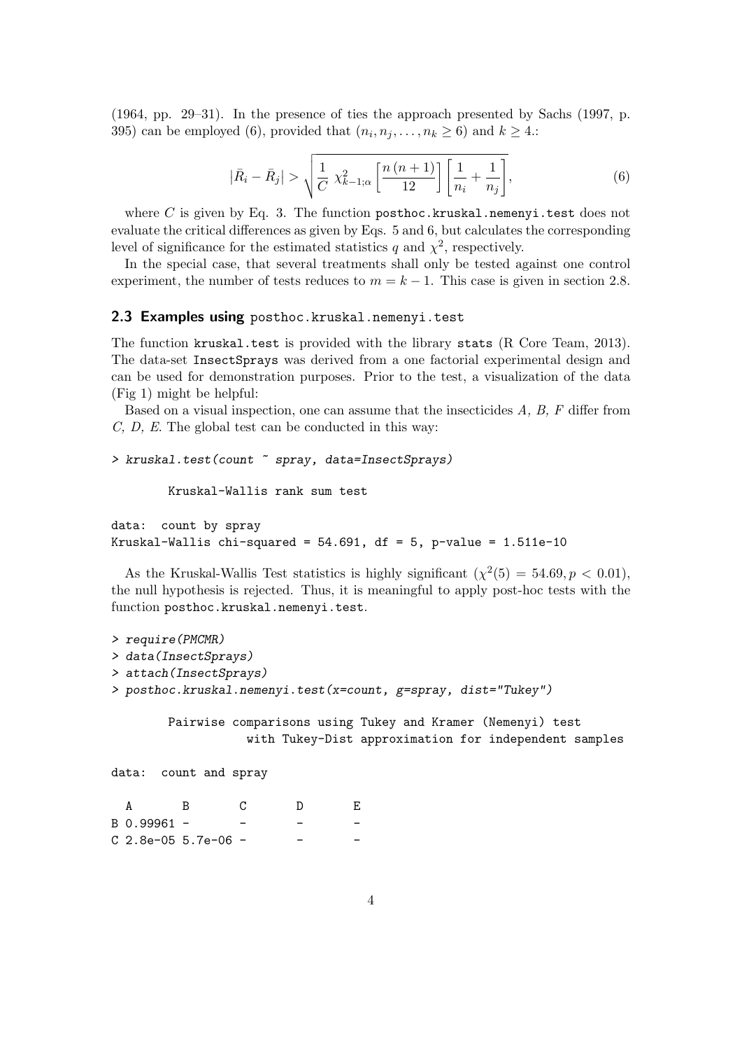(1964, pp. 29–31). In the presence of ties the approach presented by Sachs (1997, p. 395) can be employed (6), provided that $(n_i, n_j, \ldots, n_k \geq 6)$ and $k \geq 4$.:

$$|\bar{R}_i - \bar{R}_j| > \sqrt{\frac{1}{C}\ \chi^2_{k-1;\alpha} \left[\frac{n\,(n+1)}{12}\right] \left[\frac{1}{n_i} + \frac{1}{n_j}\right]}, \tag{6}$$

where $C$ is given by Eq. 3. The function posthoc.kruskal.nemenyi.test does not evaluate the critical differences as given by Eqs. 5 and 6, but calculates the corresponding level of significance for the estimated statistics $q$ and $\chi^2$, respectively.

In the special case, that several treatments shall only be tested against one control experiment, the number of tests reduces to $m = k - 1$. This case is given in section 2.8.

## 2.3 Examples using posthoc.kruskal.nemenyi.test

The function kruskal.test is provided with the library stats (R Core Team, 2013). The data-set InsectSprays was derived from a one factorial experimental design and can be used for demonstration purposes. Prior to the test, a visualization of the data (Fig 1) might be helpful:

Based on a visual inspection, one can assume that the insecticides *A, B, F* differ from *C, D, E*. The global test can be conducted in this way:

```
> kruskal.test(count ~ spray, data=InsectSprays)

        Kruskal-Wallis rank sum test

data:  count by spray
Kruskal-Wallis chi-squared = 54.691, df = 5, p-value = 1.511e-10
```

As the Kruskal-Wallis Test statistics is highly significant ($\chi^2(5) = 54.69, p < 0.01$), the null hypothesis is rejected. Thus, it is meaningful to apply post-hoc tests with the function posthoc.kruskal.nemenyi.test.

```
> require(PMCMR)
> data(InsectSprays)
> attach(InsectSprays)
> posthoc.kruskal.nemenyi.test(x=count, g=spray, dist="Tukey")

        Pairwise comparisons using Tukey and Kramer (Nemenyi) test
                  with Tukey-Dist approximation for independent samples

data:  count and spray

  A       B       C       D       E
B 0.99961 -       -       -       -
C 2.8e-05 5.7e-06 -       -       -
```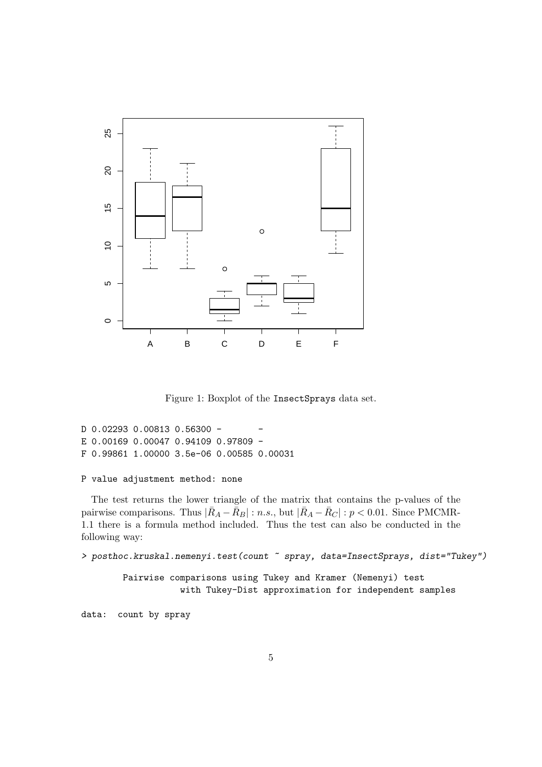Figure 1: Boxplot of the InsectSprays data set.

```
D 0.02293 0.00813 0.56300 -       -
E 0.00169 0.00047 0.94109 0.97809 -
F 0.99861 1.00000 3.5e-06 0.00585 0.00031

P value adjustment method: none
```

The test returns the lower triangle of the matrix that contains the p-values of the pairwise comparisons. Thus $|\bar{R}_A - \bar{R}_B| : n.s.$, but $|\bar{R}_A - \bar{R}_C| : p < 0.01$. Since PMCMR-1.1 there is a formula method included. Thus the test can also be conducted in the following way:

```
> posthoc.kruskal.nemenyi.test(count ~ spray, data=InsectSprays, dist="Tukey")

        Pairwise comparisons using Tukey and Kramer (Nemenyi) test
                   with Tukey-Dist approximation for independent samples

data:  count by spray
```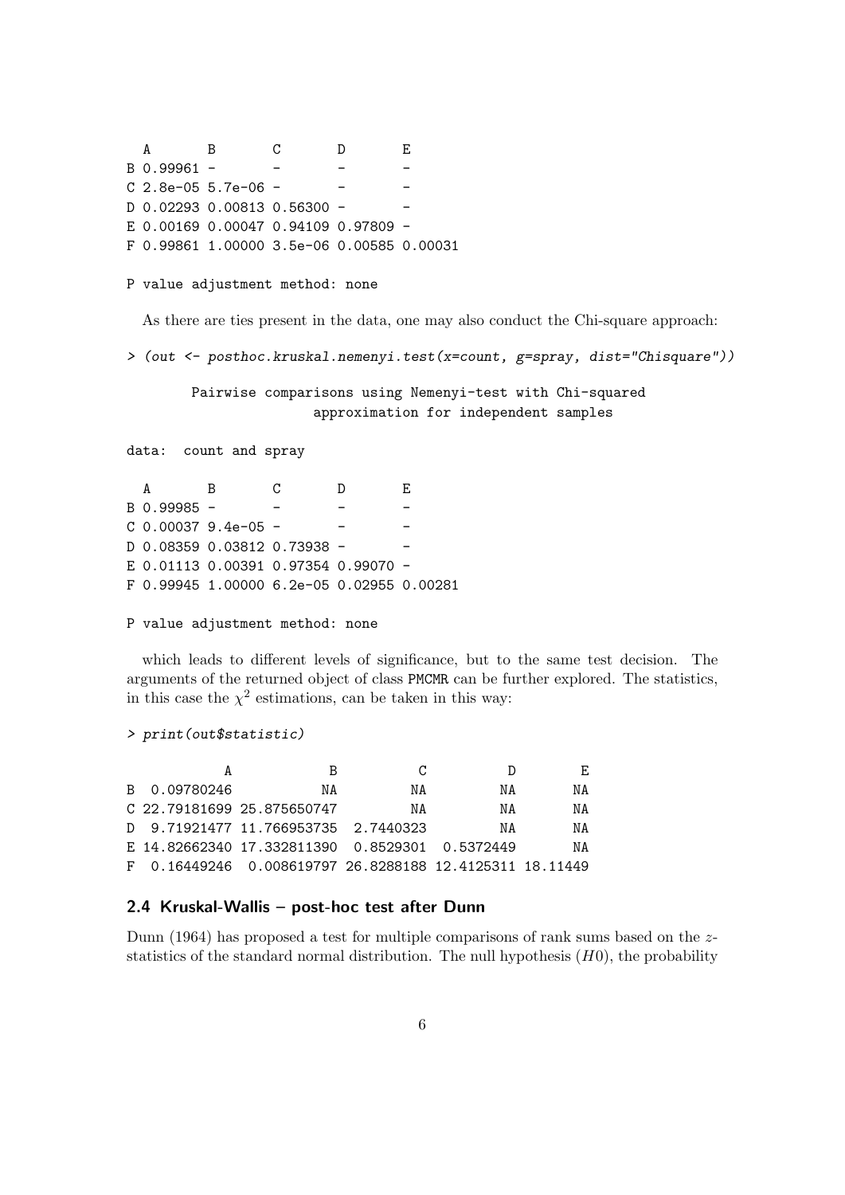```
  A       B       C       D       E      
B 0.99961 -       -       -       -      
C 2.8e-05 5.7e-06 -       -       -      
D 0.02293 0.00813 0.56300 -       -      
E 0.00169 0.00047 0.94109 0.97809 -      
F 0.99861 1.00000 3.5e-06 0.00585 0.00031

P value adjustment method: none
```

As there are ties present in the data, one may also conduct the Chi-square approach:

```
> (out <- posthoc.kruskal.nemenyi.test(x=count, g=spray, dist="Chisquare"))

        Pairwise comparisons using Nemenyi-test with Chi-squared
                     approximation for independent samples

data:  count and spray

  A       B       C       D       E      
B 0.99985 -       -       -       -      
C 0.00037 9.4e-05 -       -       -      
D 0.08359 0.03812 0.73938 -       -      
E 0.01113 0.00391 0.97354 0.99070 -      
F 0.99945 1.00000 6.2e-05 0.02955 0.00281

P value adjustment method: none
```

which leads to different levels of significance, but to the same test decision. The arguments of the returned object of class PMCMR can be further explored. The statistics, in this case the $\chi^2$ estimations, can be taken in this way:

```
> print(out$statistic)

            A           B          C         D        E
B  0.09780246          NA         NA        NA       NA
C 22.79181699 25.875650747        NA        NA       NA
D  9.71921477 11.766953735  2.7440323        NA       NA
E 14.82662340 17.332811390  0.8529301  0.5372449     NA
F  0.16449246  0.008619797 26.8288188 12.4125311 18.11449
```

## 2.4 Kruskal-Wallis – post-hoc test after Dunn

Dunn (1964) has proposed a test for multiple comparisons of rank sums based on the $z$-statistics of the standard normal distribution. The null hypothesis ($H0$), the probability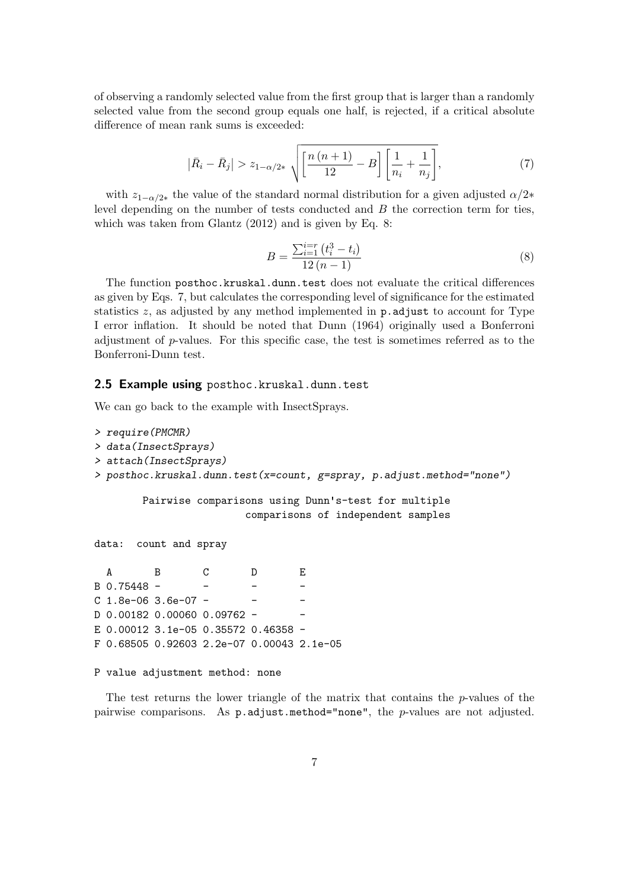of observing a randomly selected value from the first group that is larger than a randomly selected value from the second group equals one half, is rejected, if a critical absolute difference of mean rank sums is exceeded:

$$\left|\bar{R}_i - \bar{R}_j\right| > z_{1-\alpha/2*} \sqrt{\left[\frac{n\,(n+1)}{12} - B\right]\left[\frac{1}{n_i} + \frac{1}{n_j}\right]}, \tag{7}$$

with $z_{1-\alpha/2*}$ the value of the standard normal distribution for a given adjusted $\alpha/2*$ level depending on the number of tests conducted and $B$ the correction term for ties, which was taken from Glantz (2012) and is given by Eq. 8:

$$B = \frac{\sum_{i=1}^{i=r}\left(t_i^3 - t_i\right)}{12\,(n-1)} \tag{8}$$

The function `posthoc.kruskal.dunn.test` does not evaluate the critical differences as given by Eqs. 7, but calculates the corresponding level of significance for the estimated statistics $z$, as adjusted by any method implemented in `p.adjust` to account for Type I error inflation. It should be noted that Dunn (1964) originally used a Bonferroni adjustment of $p$-values. For this specific case, the test is sometimes referred as to the Bonferroni-Dunn test.

## 2.5 Example using `posthoc.kruskal.dunn.test`

We can go back to the example with InsectSprays.

```
> require(PMCMR)
> data(InsectSprays)
> attach(InsectSprays)
> posthoc.kruskal.dunn.test(x=count, g=spray, p.adjust.method="none")

        Pairwise comparisons using Dunn's-test for multiple
                         comparisons of independent samples

data:  count and spray

  A       B       C       D       E
B 0.75448 -       -       -       -
C 1.8e-06 3.6e-07 -       -       -
D 0.00182 0.00060 0.09762 -       -
E 0.00012 3.1e-05 0.35572 0.46358 -
F 0.68505 0.92603 2.2e-07 0.00043 2.1e-05

P value adjustment method: none
```

The test returns the lower triangle of the matrix that contains the $p$-values of the pairwise comparisons. As `p.adjust.method="none"`, the $p$-values are not adjusted.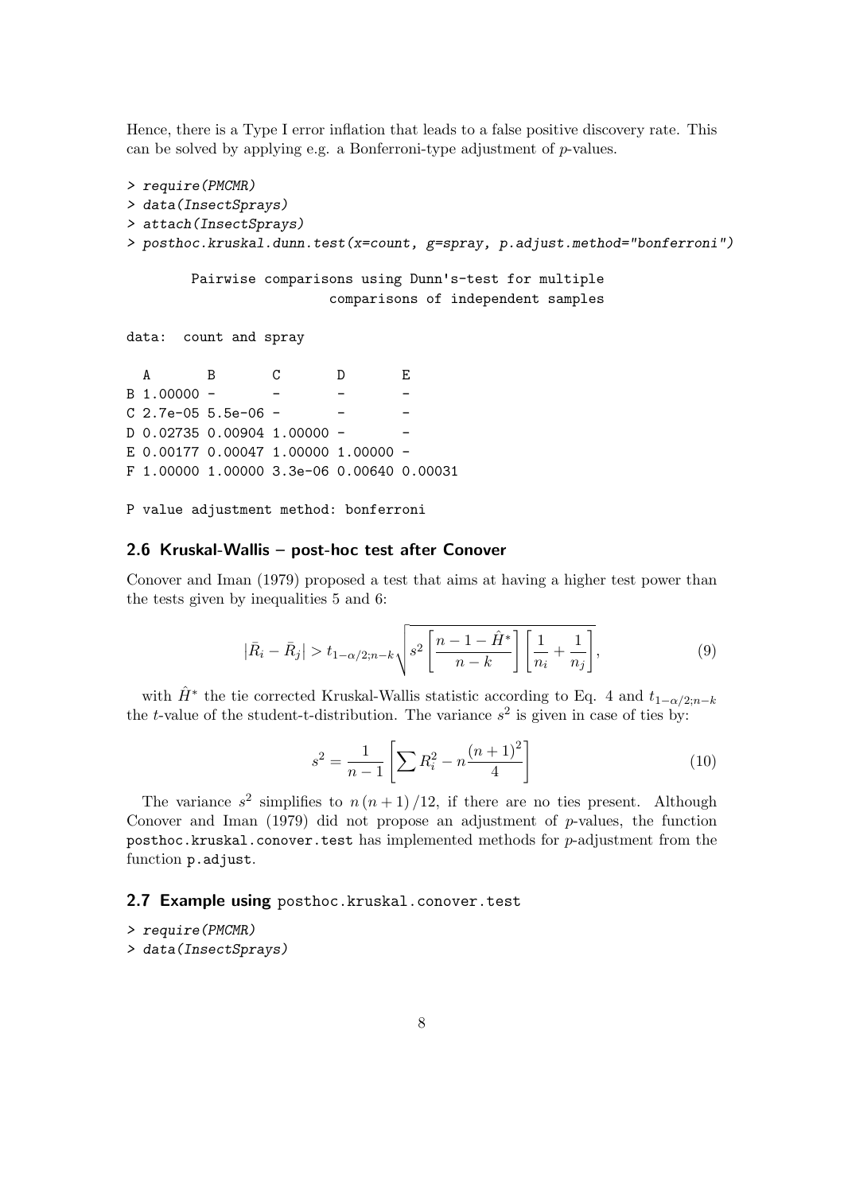Hence, there is a Type I error inflation that leads to a false positive discovery rate. This can be solved by applying e.g. a Bonferroni-type adjustment of $p$-values.

```
> require(PMCMR)
> data(InsectSprays)
> attach(InsectSprays)
> posthoc.kruskal.dunn.test(x=count, g=spray, p.adjust.method="bonferroni")

        Pairwise comparisons using Dunn's-test for multiple
                         comparisons of independent samples

data:  count and spray

  A       B       C       D       E
B 1.00000 -       -       -       -
C 2.7e-05 5.5e-06 -       -       -
D 0.02735 0.00904 1.00000 -       -
E 0.00177 0.00047 1.00000 1.00000 -
F 1.00000 1.00000 3.3e-06 0.00640 0.00031

P value adjustment method: bonferroni
```

## 2.6 Kruskal-Wallis – post-hoc test after Conover

Conover and Iman (1979) proposed a test that aims at having a higher test power than the tests given by inequalities 5 and 6:

$$|\bar{R}_i - \bar{R}_j| > t_{1-\alpha/2;n-k} \sqrt{s^2 \left[\frac{n-1-\hat{H}^*}{n-k}\right] \left[\frac{1}{n_i} + \frac{1}{n_j}\right]}, \tag{9}$$

with $\hat{H}^*$ the tie corrected Kruskal-Wallis statistic according to Eq. 4 and $t_{1-\alpha/2;n-k}$ the $t$-value of the student-t-distribution. The variance $s^2$ is given in case of ties by:

$$s^2 = \frac{1}{n-1} \left[\sum R_i^2 - n\frac{(n+1)^2}{4}\right] \tag{10}$$

The variance $s^2$ simplifies to $n(n+1)/12$, if there are no ties present. Although Conover and Iman (1979) did not propose an adjustment of $p$-values, the function `posthoc.kruskal.conover.test` has implemented methods for $p$-adjustment from the function `p.adjust`.

## 2.7 Example using `posthoc.kruskal.conover.test`

```
> require(PMCMR)
> data(InsectSprays)
```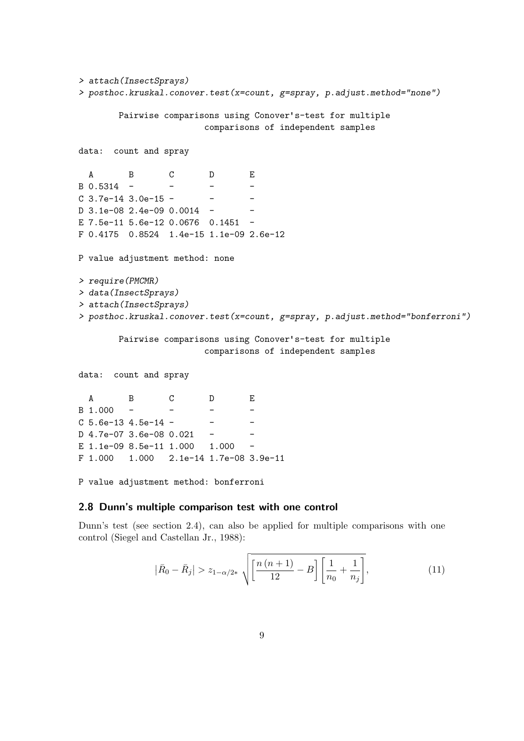```
> attach(InsectSprays)
> posthoc.kruskal.conover.test(x=count, g=spray, p.adjust.method="none")

        Pairwise comparisons using Conover's-test for multiple
                        comparisons of independent samples

data:  count and spray

  A       B       C       D       E
B 0.5314  -       -       -       -
C 3.7e-14 3.0e-15 -       -       -
D 3.1e-08 2.4e-09 0.0014  -       -
E 7.5e-11 5.6e-12 0.0676  0.1451  -
F 0.4175  0.8524  1.4e-15 1.1e-09 2.6e-12

P value adjustment method: none

> require(PMCMR)
> data(InsectSprays)
> attach(InsectSprays)
> posthoc.kruskal.conover.test(x=count, g=spray, p.adjust.method="bonferroni")

        Pairwise comparisons using Conover's-test for multiple
                        comparisons of independent samples

data:  count and spray

  A       B       C       D       E
B 1.000   -       -       -       -
C 5.6e-13 4.5e-14 -       -       -
D 4.7e-07 3.6e-08 0.021   -       -
E 1.1e-09 8.5e-11 1.000   1.000   -
F 1.000   1.000   2.1e-14 1.7e-08 3.9e-11

P value adjustment method: bonferroni
```

### 2.8 Dunn's multiple comparison test with one control

Dunn's test (see section 2.4), can also be applied for multiple comparisons with one control (Siegel and Castellan Jr., 1988):

$$|\bar{R}_0 - \bar{R}_j| > z_{1-\alpha/2*} \sqrt{\left[\frac{n\,(n+1)}{12} - B\right] \left[\frac{1}{n_0} + \frac{1}{n_j}\right]}, \tag{11}$$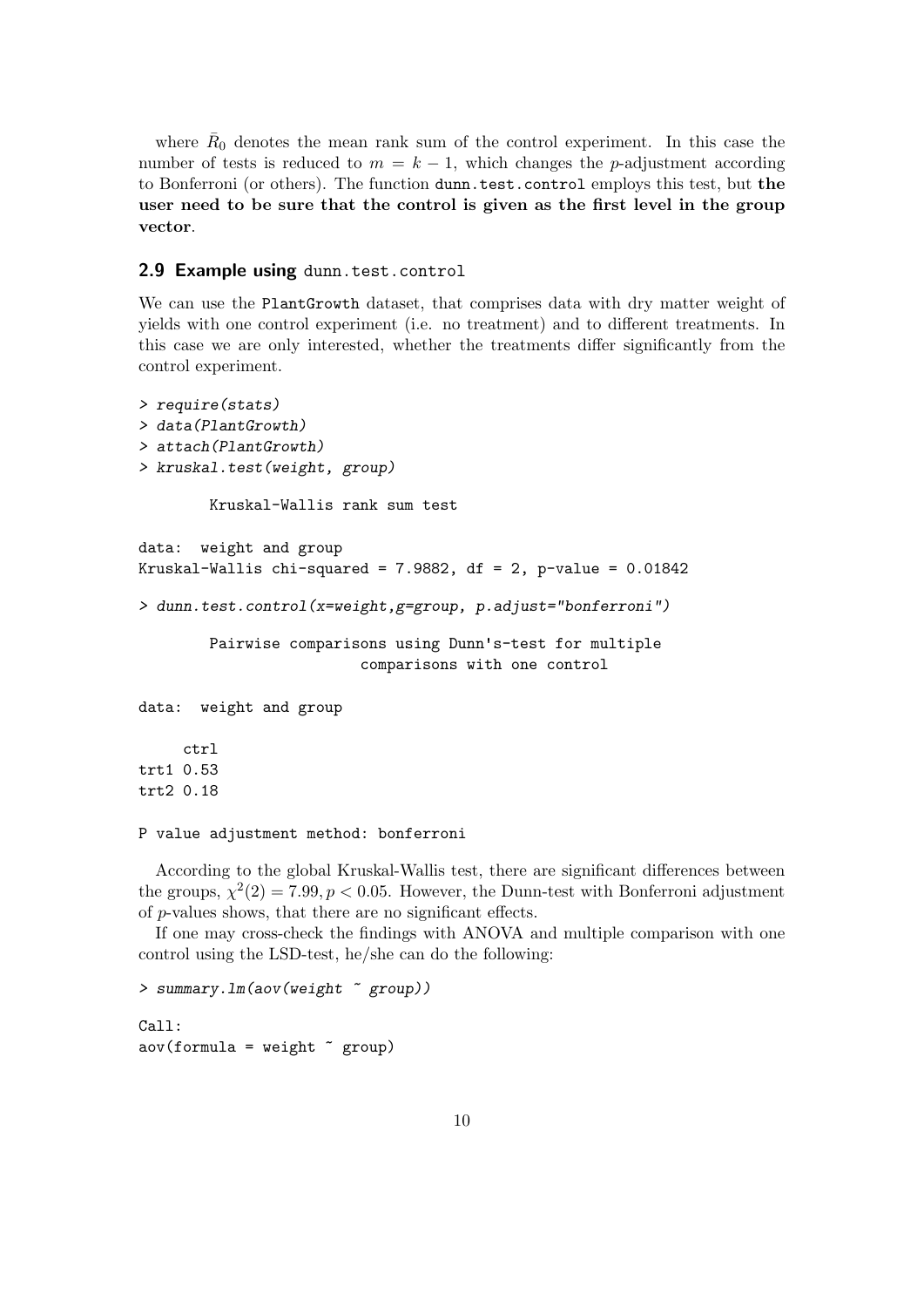where $\bar{R}_0$ denotes the mean rank sum of the control experiment. In this case the number of tests is reduced to $m = k - 1$, which changes the $p$-adjustment according to Bonferroni (or others). The function `dunn.test.control` employs this test, but **the user need to be sure that the control is given as the first level in the group vector**.

## 2.9 Example using `dunn.test.control`

We can use the `PlantGrowth` dataset, that comprises data with dry matter weight of yields with one control experiment (i.e. no treatment) and to different treatments. In this case we are only interested, whether the treatments differ significantly from the control experiment.

```
> require(stats)
> data(PlantGrowth)
> attach(PlantGrowth)
> kruskal.test(weight, group)

        Kruskal-Wallis rank sum test

data:  weight and group
Kruskal-Wallis chi-squared = 7.9882, df = 2, p-value = 0.01842

> dunn.test.control(x=weight,g=group, p.adjust="bonferroni")

        Pairwise comparisons using Dunn's-test for multiple
                        comparisons with one control

data:  weight and group

     ctrl
trt1 0.53
trt2 0.18

P value adjustment method: bonferroni
```

According to the global Kruskal-Wallis test, there are significant differences between the groups, $\chi^2(2) = 7.99, p < 0.05$. However, the Dunn-test with Bonferroni adjustment of $p$-values shows, that there are no significant effects.

If one may cross-check the findings with ANOVA and multiple comparison with one control using the LSD-test, he/she can do the following:

```
> summary.lm(aov(weight ~ group))

Call:
aov(formula = weight ~ group)
```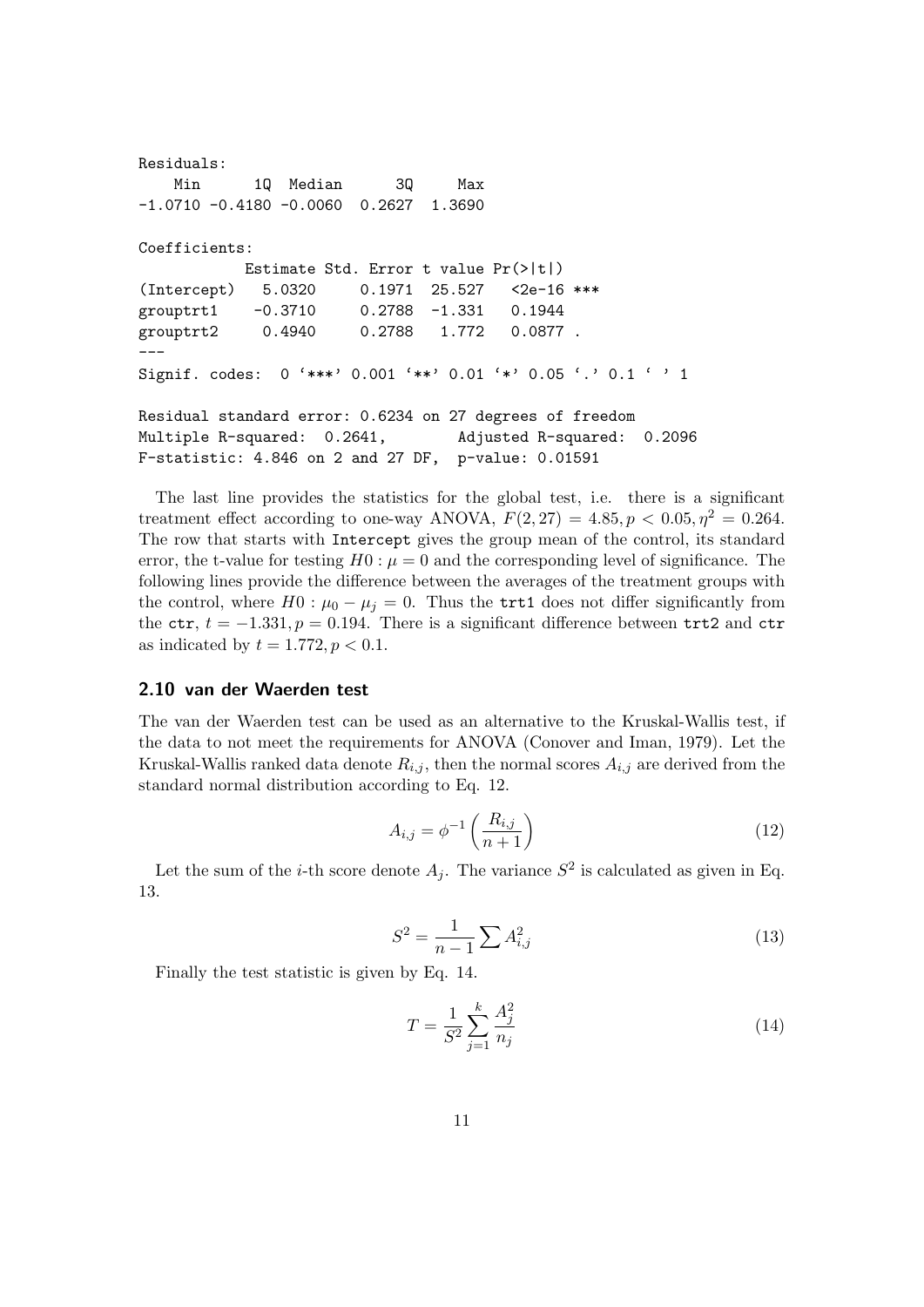```
Residuals:
    Min      1Q  Median      3Q     Max 
-1.0710 -0.4180 -0.0060  0.2627  1.3690 

Coefficients:
            Estimate Std. Error t value Pr(>|t|)    
(Intercept)   5.0320     0.1971  25.527   <2e-16 ***
grouptrt1    -0.3710     0.2788  -1.331   0.1944    
grouptrt2     0.4940     0.2788   1.772   0.0877 .  
---
Signif. codes:  0 '***' 0.001 '**' 0.01 '*' 0.05 '.' 0.1 ' ' 1

Residual standard error: 0.6234 on 27 degrees of freedom
Multiple R-squared:  0.2641,	Adjusted R-squared:  0.2096 
F-statistic: 4.846 on 2 and 27 DF,  p-value: 0.01591
```

The last line provides the statistics for the global test, i.e. there is a significant treatment effect according to one-way ANOVA, $F(2, 27) = 4.85, p < 0.05, \eta^2 = 0.264$. The row that starts with `Intercept` gives the group mean of the control, its standard error, the t-value for testing $H0 : \mu = 0$ and the corresponding level of significance. The following lines provide the difference between the averages of the treatment groups with the control, where $H0 : \mu_0 - \mu_j = 0$. Thus the `trt1` does not differ significantly from the `ctr`, $t = -1.331, p = 0.194$. There is a significant difference between `trt2` and `ctr` as indicated by $t = 1.772, p < 0.1$.

## 2.10 van der Waerden test

The van der Waerden test can be used as an alternative to the Kruskal-Wallis test, if the data to not meet the requirements for ANOVA (Conover and Iman, 1979). Let the Kruskal-Wallis ranked data denote $R_{i,j}$, then the normal scores $A_{i,j}$ are derived from the standard normal distribution according to Eq. 12.

$$A_{i,j} = \phi^{-1}\left(\frac{R_{i,j}}{n+1}\right) \tag{12}$$

Let the sum of the $i$-th score denote $A_j$. The variance $S^2$ is calculated as given in Eq. 13.

$$S^2 = \frac{1}{n-1}\sum A_{i,j}^2 \tag{13}$$

Finally the test statistic is given by Eq. 14.

$$T = \frac{1}{S^2}\sum_{j=1}^{k}\frac{A_j^2}{n_j} \tag{14}$$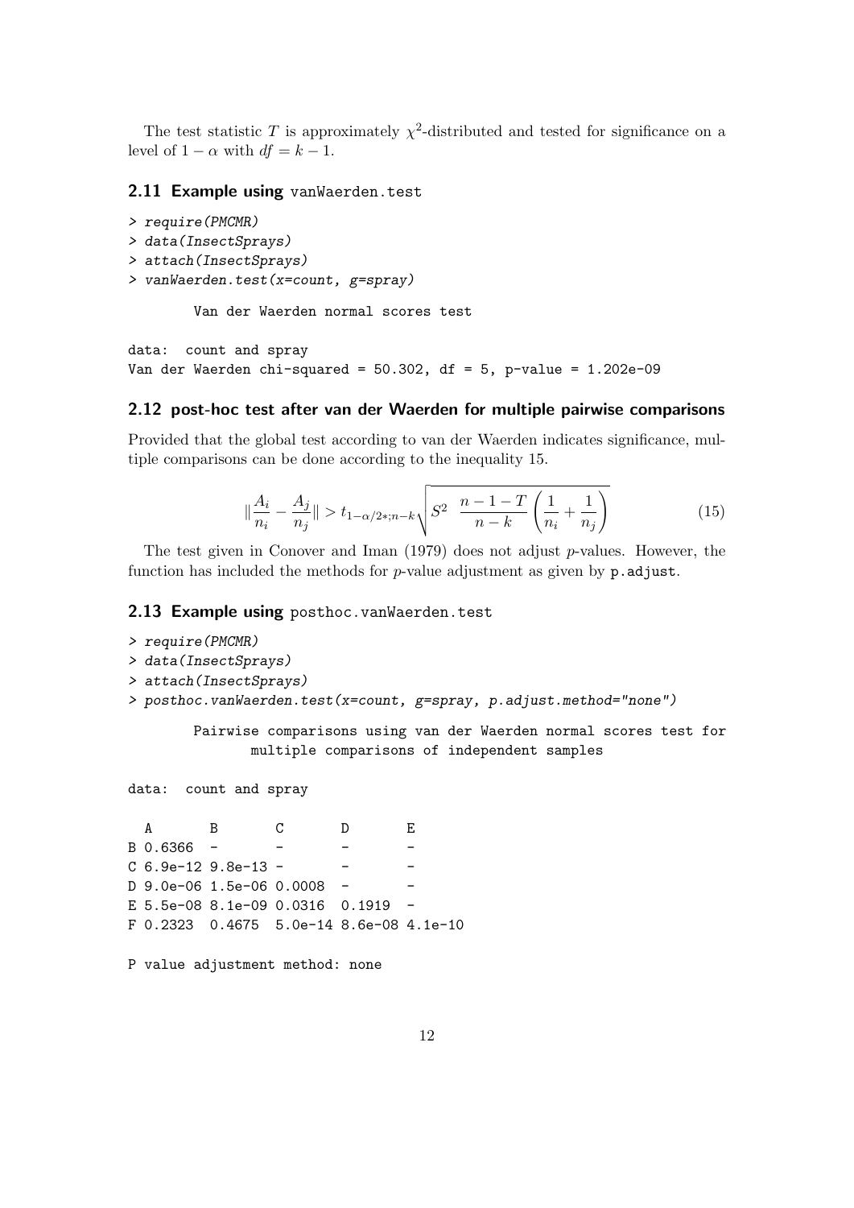The test statistic $T$ is approximately $\chi^2$-distributed and tested for significance on a level of $1 - \alpha$ with $df = k - 1$.

### 2.11 Example using `vanWaerden.test`

```
> require(PMCMR)
> data(InsectSprays)
> attach(InsectSprays)
> vanWaerden.test(x=count, g=spray)

        Van der Waerden normal scores test

data:  count and spray
Van der Waerden chi-squared = 50.302, df = 5, p-value = 1.202e-09
```

### 2.12 post-hoc test after van der Waerden for multiple pairwise comparisons

Provided that the global test according to van der Waerden indicates significance, multiple comparisons can be done according to the inequality 15.

$$\| \frac{A_i}{n_i} - \frac{A_j}{n_j} \| > t_{1-\alpha/2*;n-k} \sqrt{S^2 \ \ \frac{n-1-T}{n-k} \left( \frac{1}{n_i} + \frac{1}{n_j} \right)} \tag{15}$$

The test given in Conover and Iman (1979) does not adjust $p$-values. However, the function has included the methods for $p$-value adjustment as given by `p.adjust`.

### 2.13 Example using `posthoc.vanWaerden.test`

```
> require(PMCMR)
> data(InsectSprays)
> attach(InsectSprays)
> posthoc.vanWaerden.test(x=count, g=spray, p.adjust.method="none")

        Pairwise comparisons using van der Waerden normal scores test for
              multiple comparisons of independent samples

data:  count and spray

  A       B       C       D       E
B 0.6366  -       -       -       -
C 6.9e-12 9.8e-13 -       -       -
D 9.0e-06 1.5e-06 0.0008  -       -
E 5.5e-08 8.1e-09 0.0316  0.1919  -
F 0.2323  0.4675  5.0e-14 8.6e-08 4.1e-10

P value adjustment method: none
```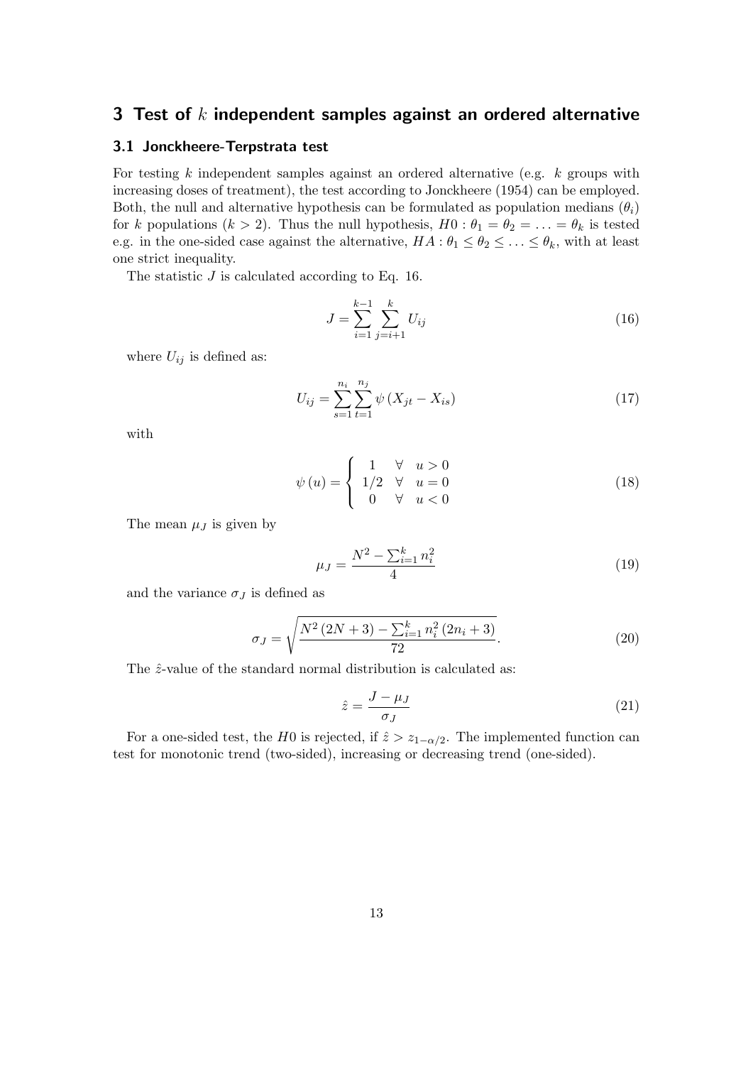## 3 Test of $k$ independent samples against an ordered alternative

### 3.1 Jonckheere-Terpstrata test

For testing $k$ independent samples against an ordered alternative (e.g. $k$ groups with increasing doses of treatment), the test according to Jonckheere (1954) can be employed. Both, the null and alternative hypothesis can be formulated as population medians ($\theta_i$) for $k$ populations ($k > 2$). Thus the null hypothesis, $H0 : \theta_1 = \theta_2 = \ldots = \theta_k$ is tested e.g. in the one-sided case against the alternative, $HA : \theta_1 \leq \theta_2 \leq \ldots \leq \theta_k$, with at least one strict inequality.

The statistic $J$ is calculated according to Eq. 16.

$$J = \sum_{i=1}^{k-1} \sum_{j=i+1}^{k} U_{ij} \tag{16}$$

where $U_{ij}$ is defined as:

$$U_{ij} = \sum_{s=1}^{n_i} \sum_{t=1}^{n_j} \psi\left(X_{jt} - X_{is}\right) \tag{17}$$

with

$$\psi\left(u\right) = \begin{cases} 1 & \forall \quad u > 0 \\ 1/2 & \forall \quad u = 0 \\ 0 & \forall \quad u < 0 \end{cases} \tag{18}$$

The mean $\mu_J$ is given by

$$\mu_J = \frac{N^2 - \sum_{i=1}^{k} n_i^2}{4} \tag{19}$$

and the variance $\sigma_J$ is defined as

$$\sigma_J = \sqrt{\frac{N^2\left(2N+3\right) - \sum_{i=1}^{k} n_i^2\left(2n_i+3\right)}{72}}. \tag{20}$$

The $\hat{z}$-value of the standard normal distribution is calculated as:

$$\hat{z} = \frac{J - \mu_J}{\sigma_J} \tag{21}$$

For a one-sided test, the $H0$ is rejected, if $\hat{z} > z_{1-\alpha/2}$. The implemented function can test for monotonic trend (two-sided), increasing or decreasing trend (one-sided).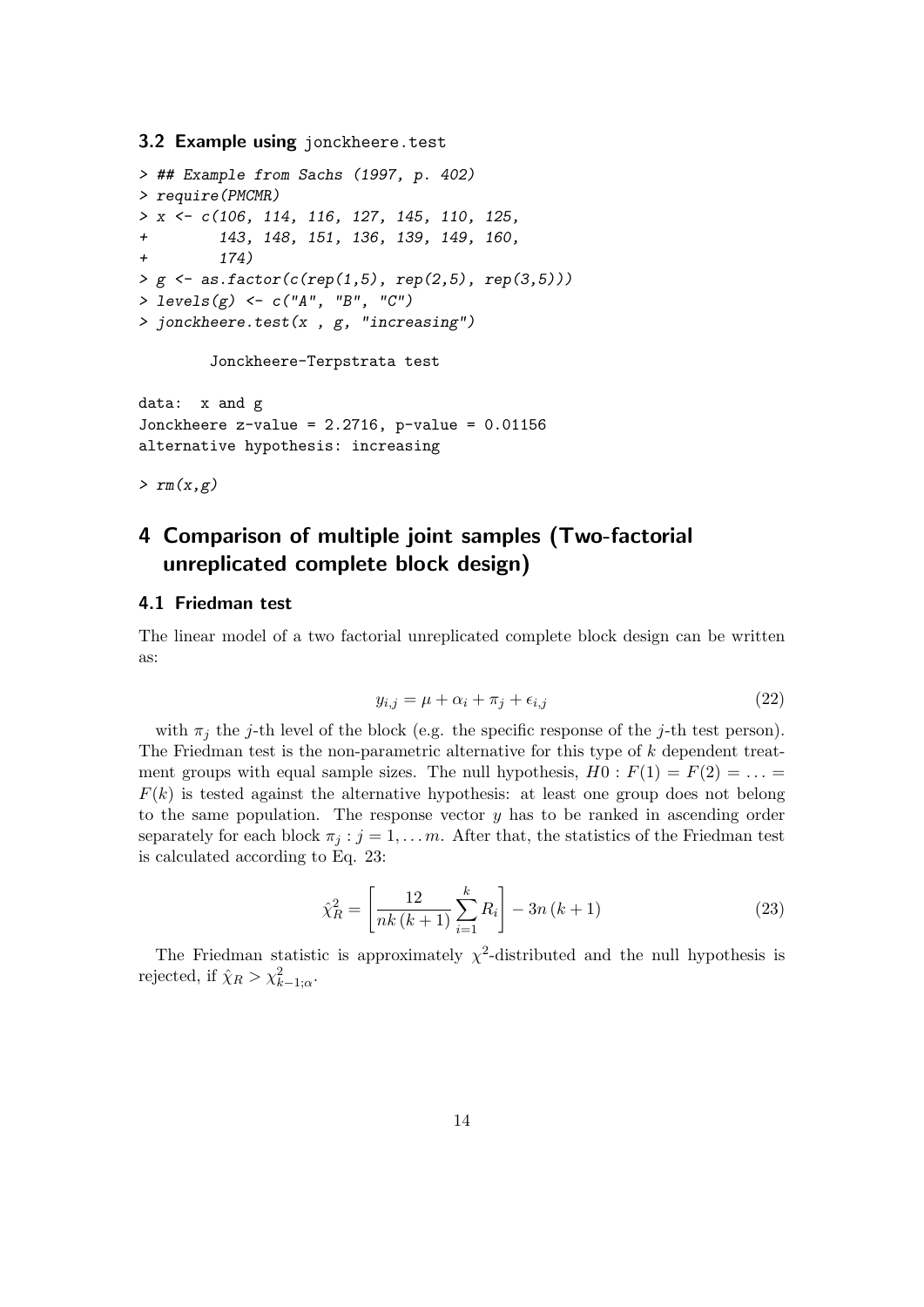### 3.2 Example using jonckheere.test

```
> ## Example from Sachs (1997, p. 402)
> require(PMCMR)
> x <- c(106, 114, 116, 127, 145, 110, 125,
+        143, 148, 151, 136, 139, 149, 160,
+        174)
> g <- as.factor(c(rep(1,5), rep(2,5), rep(3,5)))
> levels(g) <- c("A", "B", "C")
> jonckheere.test(x , g, "increasing")

        Jonckheere-Terpstrata test

data:  x and g
Jonckheere z-value = 2.2716, p-value = 0.01156
alternative hypothesis: increasing

> rm(x,g)
```

## 4 Comparison of multiple joint samples (Two-factorial unreplicated complete block design)

### 4.1 Friedman test

The linear model of a two factorial unreplicated complete block design can be written as:

$$y_{i,j} = \mu + \alpha_i + \pi_j + \epsilon_{i,j} \tag{22}$$

with $\pi_j$ the $j$-th level of the block (e.g. the specific response of the $j$-th test person). The Friedman test is the non-parametric alternative for this type of $k$ dependent treatment groups with equal sample sizes. The null hypothesis, $H0 : F(1) = F(2) = \ldots = F(k)$ is tested against the alternative hypothesis: at least one group does not belong to the same population. The response vector $y$ has to be ranked in ascending order separately for each block $\pi_j : j = 1, \ldots m$. After that, the statistics of the Friedman test is calculated according to Eq. 23:

$$\hat{\chi}^2_R = \left[ \frac{12}{nk\,(k+1)} \sum_{i=1}^{k} R_i \right] - 3n\,(k+1) \tag{23}$$

The Friedman statistic is approximately $\chi^2$-distributed and the null hypothesis is rejected, if $\hat{\chi}_R > \chi^2_{k-1;\alpha}$.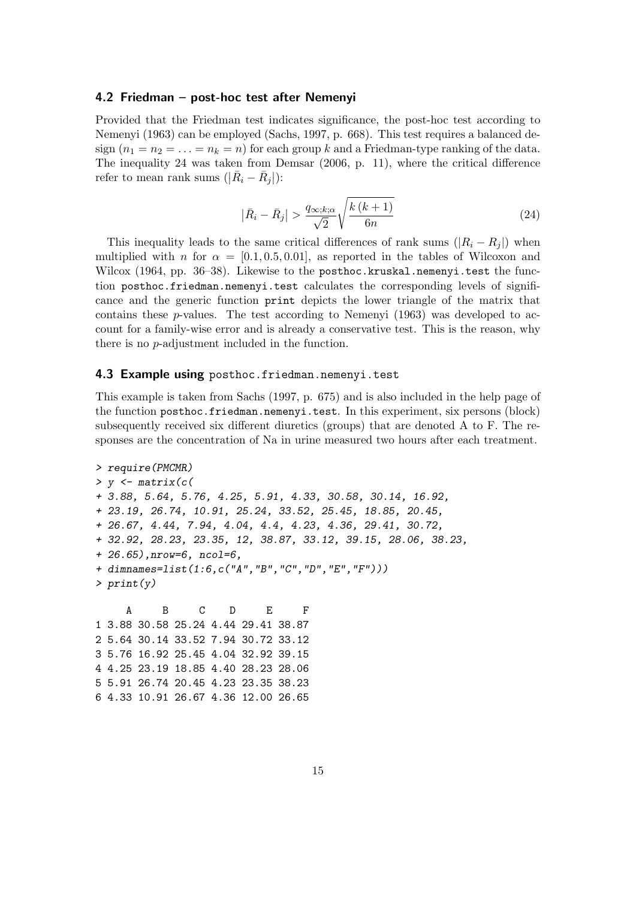## 4.2 Friedman – post-hoc test after Nemenyi

Provided that the Friedman test indicates significance, the post-hoc test according to Nemenyi (1963) can be employed (Sachs, 1997, p. 668). This test requires a balanced design ($n_1 = n_2 = \ldots = n_k = n$) for each group $k$ and a Friedman-type ranking of the data. The inequality 24 was taken from Demsar (2006, p. 11), where the critical difference refer to mean rank sums ($|\bar{R}_i - \bar{R}_j|$):

$$\left|\bar{R}_i - \bar{R}_j\right| > \frac{q_{\infty;k;\alpha}}{\sqrt{2}} \sqrt{\frac{k\,(k+1)}{6n}} \tag{24}$$

This inequality leads to the same critical differences of rank sums ($|R_i - R_j|$) when multiplied with $n$ for $\alpha = [0.1, 0.5, 0.01]$, as reported in the tables of Wilcoxon and Wilcox (1964, pp. 36–38). Likewise to the `posthoc.kruskal.nemenyi.test` the function `posthoc.friedman.nemenyi.test` calculates the corresponding levels of significance and the generic function `print` depicts the lower triangle of the matrix that contains these $p$-values. The test according to Nemenyi (1963) was developed to account for a family-wise error and is already a conservative test. This is the reason, why there is no $p$-adjustment included in the function.

## 4.3 Example using `posthoc.friedman.nemenyi.test`

This example is taken from Sachs (1997, p. 675) and is also included in the help page of the function `posthoc.friedman.nemenyi.test`. In this experiment, six persons (block) subsequently received six different diuretics (groups) that are denoted A to F. The responses are the concentration of Na in urine measured two hours after each treatment.

```
> require(PMCMR)
> y <- matrix(c(
+ 3.88, 5.64, 5.76, 4.25, 5.91, 4.33, 30.58, 30.14, 16.92,
+ 23.19, 26.74, 10.91, 25.24, 33.52, 25.45, 18.85, 20.45,
+ 26.67, 4.44, 7.94, 4.04, 4.4, 4.23, 4.36, 29.41, 30.72,
+ 32.92, 28.23, 23.35, 12, 38.87, 33.12, 39.15, 28.06, 38.23,
+ 26.65),nrow=6, ncol=6,
+ dimnames=list(1:6,c("A","B","C","D","E","F")))
> print(y)

     A     B     C    D     E     F
1 3.88 30.58 25.24 4.44 29.41 38.87
2 5.64 30.14 33.52 7.94 30.72 33.12
3 5.76 16.92 25.45 4.04 32.92 39.15
4 4.25 23.19 18.85 4.40 28.23 28.06
5 5.91 26.74 20.45 4.23 23.35 38.23
6 4.33 10.91 26.67 4.36 12.00 26.65
```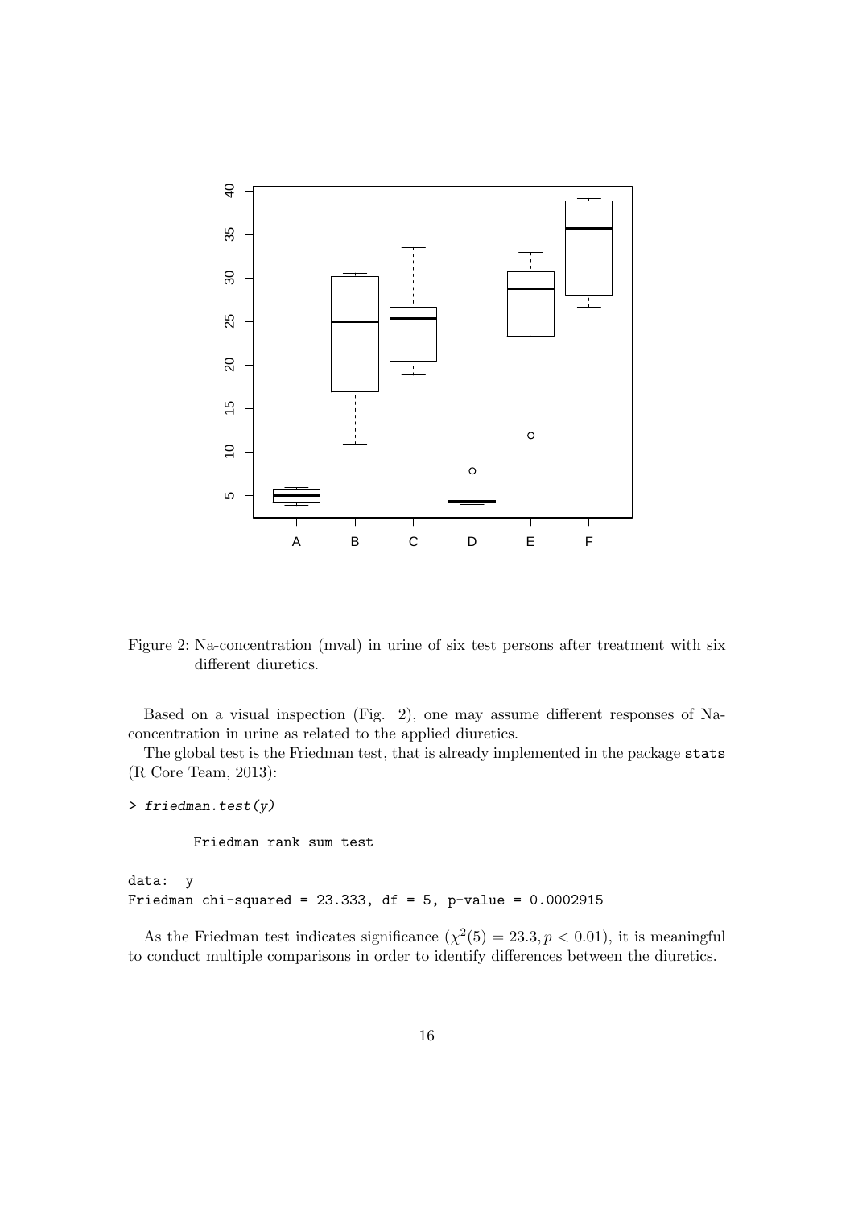Figure 2: Na-concentration (mval) in urine of six test persons after treatment with six different diuretics.

Based on a visual inspection (Fig. 2), one may assume different responses of Na-concentration in urine as related to the applied diuretics.

The global test is the Friedman test, that is already implemented in the package stats (R Core Team, 2013):

```
> friedman.test(y)

        Friedman rank sum test

data:  y
Friedman chi-squared = 23.333, df = 5, p-value = 0.0002915
```

As the Friedman test indicates significance ($\chi^2(5) = 23.3, p < 0.01$), it is meaningful to conduct multiple comparisons in order to identify differences between the diuretics.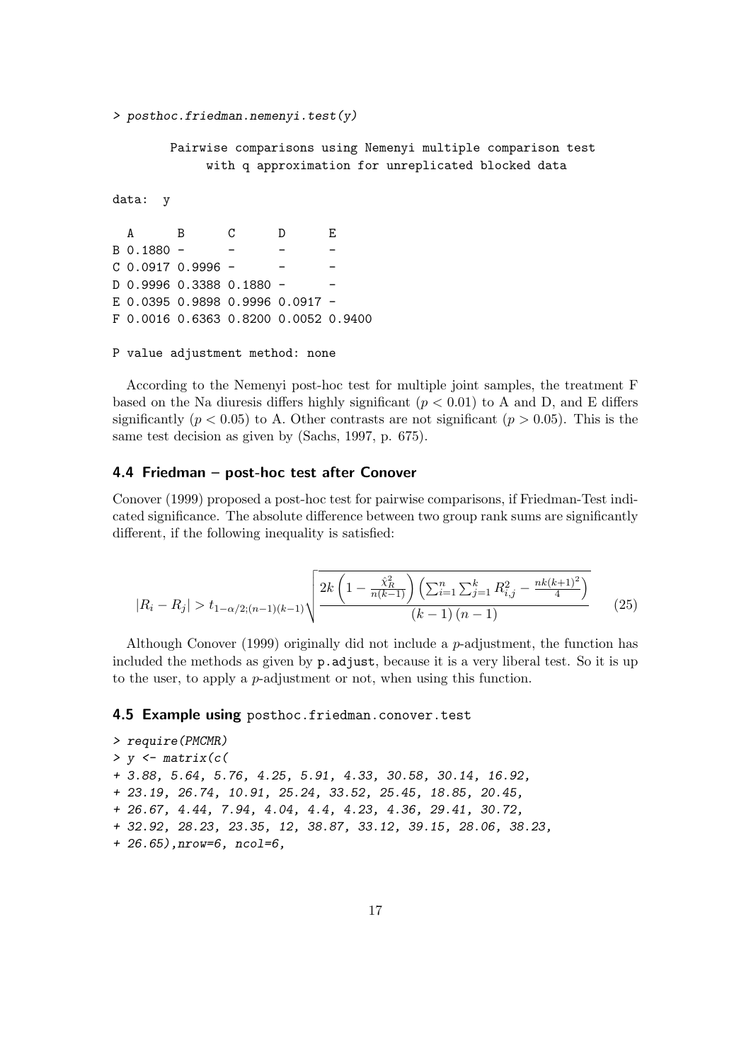```
> posthoc.friedman.nemenyi.test(y)

        Pairwise comparisons using Nemenyi multiple comparison test
             with q approximation for unreplicated blocked data

data:  y

  A      B      C      D      E
B 0.1880 -      -      -      -
C 0.0917 0.9996 -      -      -
D 0.9996 0.3388 0.1880 -      -
E 0.0395 0.9898 0.9996 0.0917 -
F 0.0016 0.6363 0.8200 0.0052 0.9400

P value adjustment method: none
```

According to the Nemenyi post-hoc test for multiple joint samples, the treatment F based on the Na diuresis differs highly significant ($p < 0.01$) to A and D, and E differs significantly ($p < 0.05$) to A. Other contrasts are not significant ($p > 0.05$). This is the same test decision as given by (Sachs, 1997, p. 675).

## 4.4 Friedman – post-hoc test after Conover

Conover (1999) proposed a post-hoc test for pairwise comparisons, if Friedman-Test indicated significance. The absolute difference between two group rank sums are significantly different, if the following inequality is satisfied:

$$|R_i - R_j| > t_{1-\alpha/2;(n-1)(k-1)} \sqrt{\frac{2k\left(1 - \frac{\hat{\chi}_R^2}{n(k-1)}\right)\left(\sum_{i=1}^{n}\sum_{j=1}^{k} R_{i,j}^2 - \frac{nk(k+1)^2}{4}\right)}{(k-1)(n-1)}} \tag{25}$$

Although Conover (1999) originally did not include a $p$-adjustment, the function has included the methods as given by `p.adjust`, because it is a very liberal test. So it is up to the user, to apply a $p$-adjustment or not, when using this function.

## 4.5 Example using `posthoc.friedman.conover.test`

```
> require(PMCMR)
> y <- matrix(c(
+ 3.88, 5.64, 5.76, 4.25, 5.91, 4.33, 30.58, 30.14, 16.92,
+ 23.19, 26.74, 10.91, 25.24, 33.52, 25.45, 18.85, 20.45,
+ 26.67, 4.44, 7.94, 4.04, 4.4, 4.23, 4.36, 29.41, 30.72,
+ 32.92, 28.23, 23.35, 12, 38.87, 33.12, 39.15, 28.06, 38.23,
+ 26.65),nrow=6, ncol=6,
```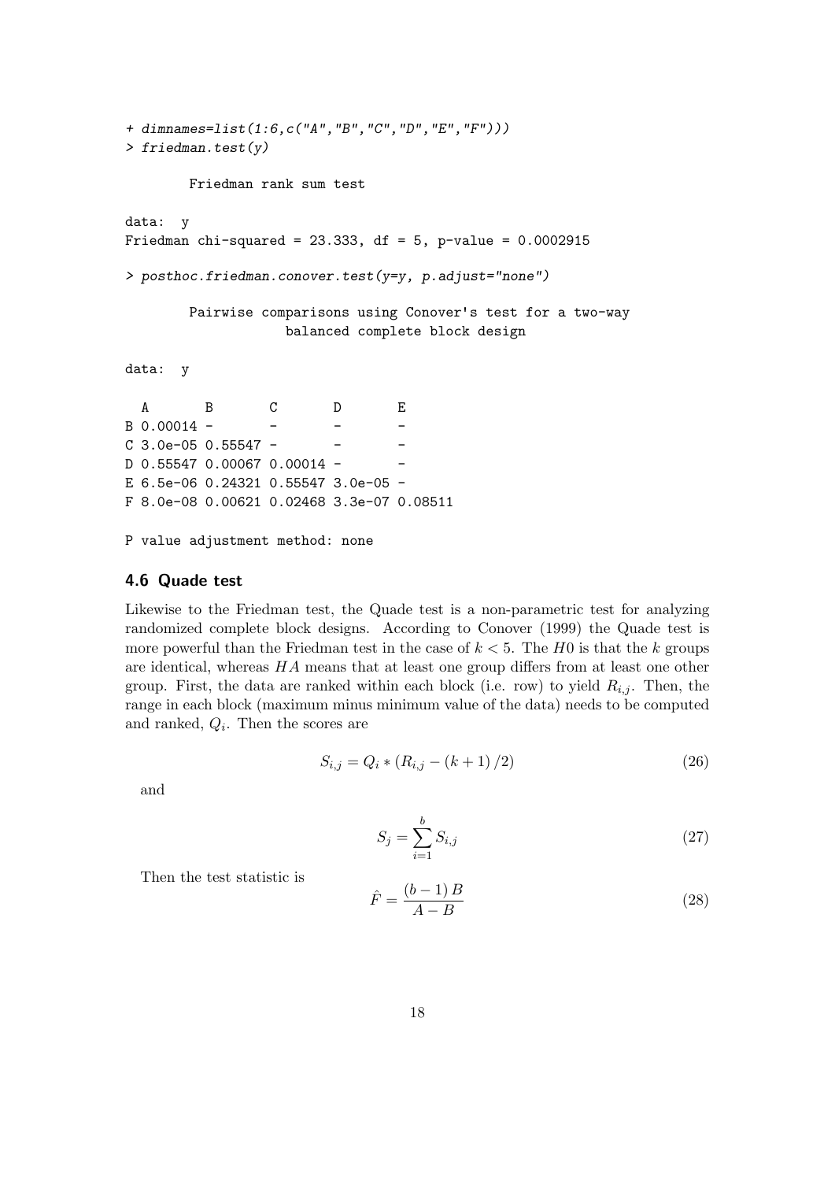```
+ dimnames=list(1:6,c("A","B","C","D","E","F")))
> friedman.test(y)

        Friedman rank sum test

data:  y
Friedman chi-squared = 23.333, df = 5, p-value = 0.0002915

> posthoc.friedman.conover.test(y=y, p.adjust="none")

        Pairwise comparisons using Conover's test for a two-way
                   balanced complete block design

data:  y

  A       B       C       D       E
B 0.00014 -       -       -       -
C 3.0e-05 0.55547 -       -       -
D 0.55547 0.00067 0.00014 -       -
E 6.5e-06 0.24321 0.55547 3.0e-05 -
F 8.0e-08 0.00621 0.02468 3.3e-07 0.08511

P value adjustment method: none
```

### 4.6 Quade test

Likewise to the Friedman test, the Quade test is a non-parametric test for analyzing randomized complete block designs. According to Conover (1999) the Quade test is more powerful than the Friedman test in the case of $k < 5$. The $H0$ is that the $k$ groups are identical, whereas $HA$ means that at least one group differs from at least one other group. First, the data are ranked within each block (i.e. row) to yield $R_{i,j}$. Then, the range in each block (maximum minus minimum value of the data) needs to be computed and ranked, $Q_i$. Then the scores are

$$S_{i,j} = Q_i * (R_{i,j} - (k+1)/2) \tag{26}$$

and

$$S_j = \sum_{i=1}^{b} S_{i,j} \tag{27}$$

Then the test statistic is

$$\hat{F} = \frac{(b-1)\,B}{A - B} \tag{28}$$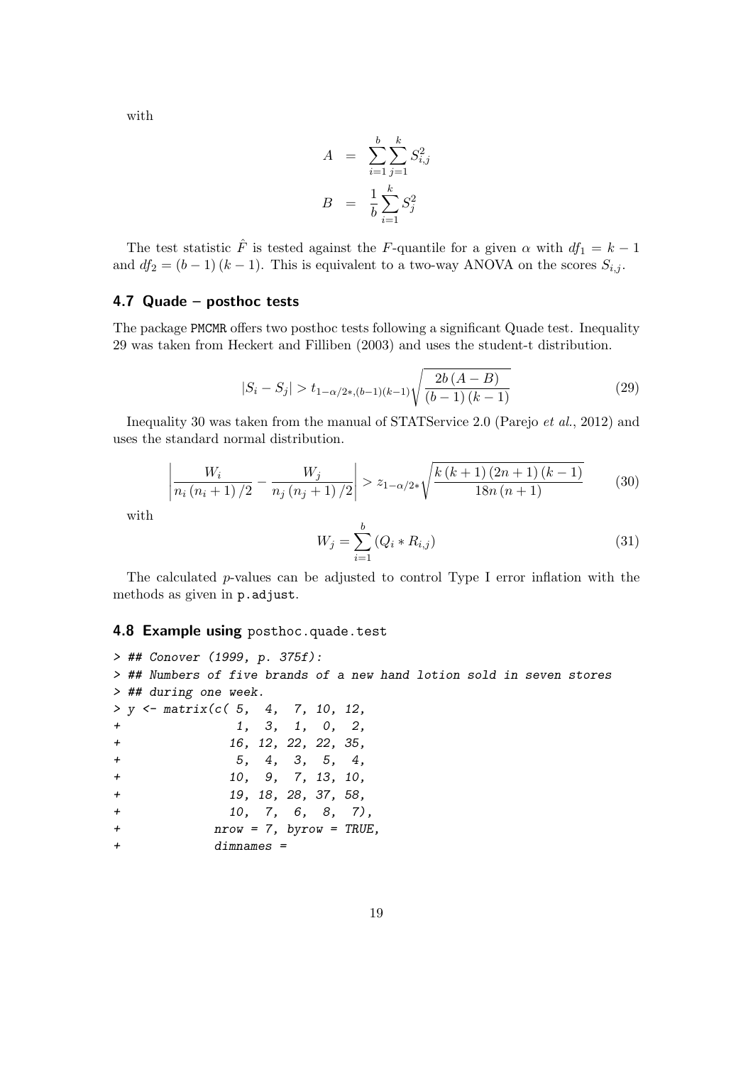with

$$
\begin{aligned}
A &= \sum_{i=1}^{b} \sum_{j=1}^{k} S_{i,j}^2 \\
B &= \frac{1}{b} \sum_{i=1}^{k} S_j^2
\end{aligned}
$$

The test statistic $\hat{F}$ is tested against the $F$-quantile for a given $\alpha$ with $df_1 = k - 1$ and $df_2 = (b-1)(k-1)$. This is equivalent to a two-way ANOVA on the scores $S_{i,j}$.

### 4.7 Quade – posthoc tests

The package PMCMR offers two posthoc tests following a significant Quade test. Inequality 29 was taken from Heckert and Filliben (2003) and uses the student-t distribution.

$$
|S_i - S_j| > t_{1-\alpha/2*,(b-1)(k-1)} \sqrt{\frac{2b\,(A-B)}{(b-1)\,(k-1)}} \tag{29}
$$

Inequality 30 was taken from the manual of STATService 2.0 (Parejo *et al.*, 2012) and uses the standard normal distribution.

$$
\left| \frac{W_i}{n_i\,(n_i+1)/2} - \frac{W_j}{n_j\,(n_j+1)/2} \right| > z_{1-\alpha/2*} \sqrt{\frac{k\,(k+1)\,(2n+1)\,(k-1)}{18n\,(n+1)}} \tag{30}
$$

with

$$
W_j = \sum_{i=1}^{b} \left( Q_i * R_{i,j} \right) \tag{31}
$$

The calculated $p$-values can be adjusted to control Type I error inflation with the methods as given in `p.adjust`.

### 4.8 Example using `posthoc.quade.test`

```
> ## Conover (1999, p. 375f):
> ## Numbers of five brands of a new hand lotion sold in seven stores
> ## during one week.
> y <- matrix(c( 5,  4,  7, 10, 12,
+               1,  3,  1,  0,  2,
+              16, 12, 22, 22, 35,
+               5,  4,  3,  5,  4,
+              10,  9,  7, 13, 10,
+              19, 18, 28, 37, 58,
+              10,  7,  6,  8,  7),
+            nrow = 7, byrow = TRUE,
+            dimnames =
```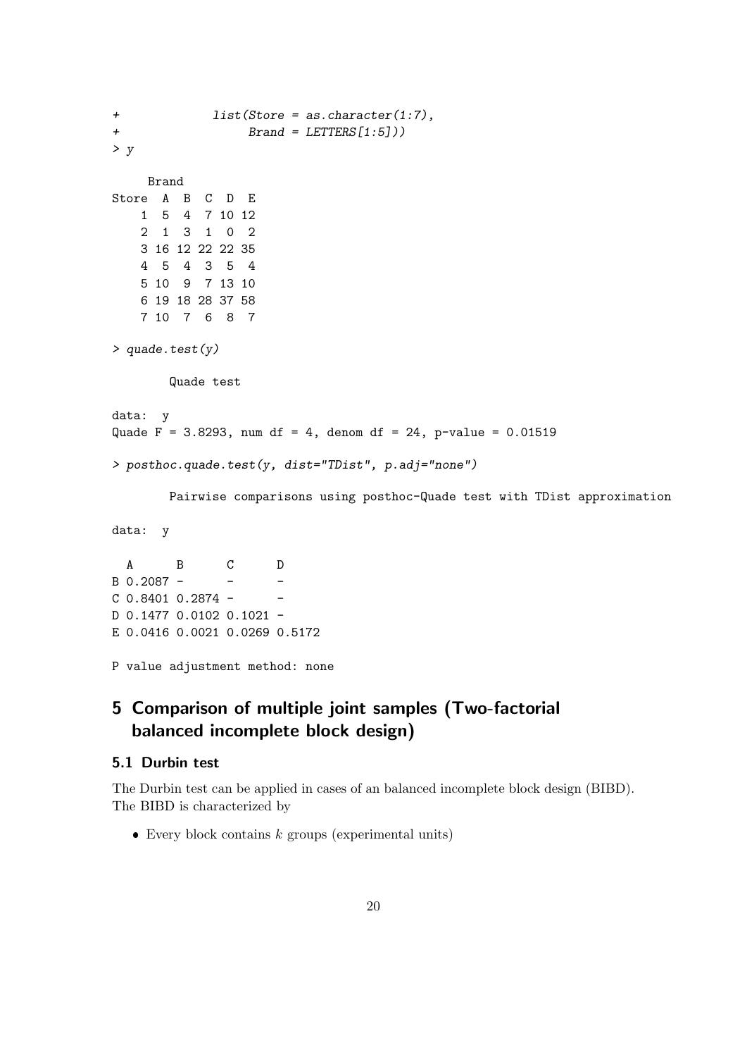```
+              list(Store = as.character(1:7),
+                   Brand = LETTERS[1:5]))
> y

     Brand
Store  A  B  C  D  E
    1  5  4  7 10 12
    2  1  3  1  0  2
    3 16 12 22 22 35
    4  5  4  3  5  4
    5 10  9  7 13 10
    6 19 18 28 37 58
    7 10  7  6  8  7

> quade.test(y)

        Quade test

data:  y
Quade F = 3.8293, num df = 4, denom df = 24, p-value = 0.01519

> posthoc.quade.test(y, dist="TDist", p.adj="none")

        Pairwise comparisons using posthoc-Quade test with TDist approximation

data:  y

  A      B      C      D
B 0.2087 -      -      -
C 0.8401 0.2874 -      -
D 0.1477 0.0102 0.1021 -
E 0.0416 0.0021 0.0269 0.5172

P value adjustment method: none
```

# 5 Comparison of multiple joint samples (Two-factorial balanced incomplete block design)

## 5.1 Durbin test

The Durbin test can be applied in cases of an balanced incomplete block design (BIBD). The BIBD is characterized by

- Every block contains $k$ groups (experimental units)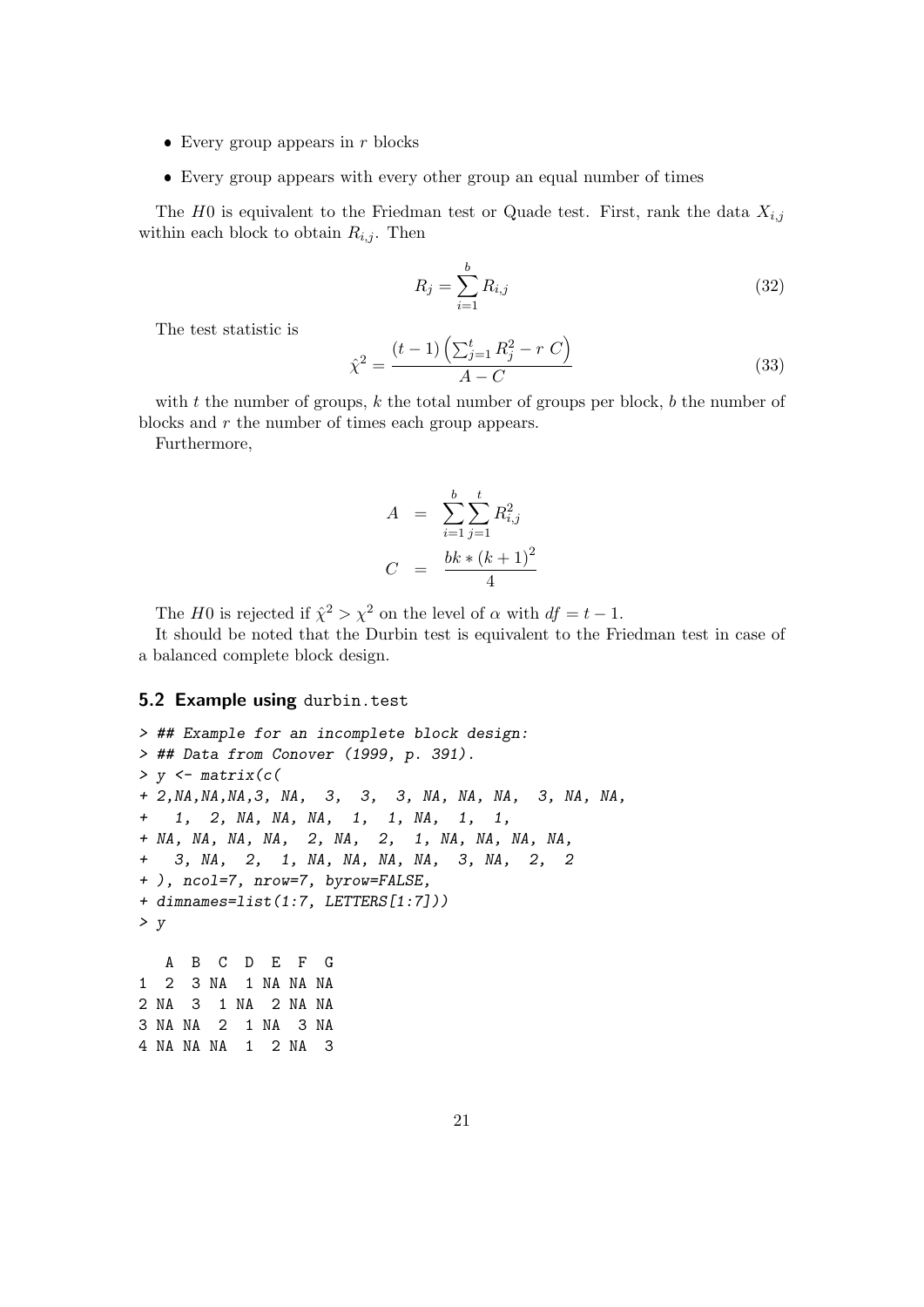- Every group appears in $r$ blocks
- Every group appears with every other group an equal number of times

The $H0$ is equivalent to the Friedman test or Quade test. First, rank the data $X_{i,j}$ within each block to obtain $R_{i,j}$. Then

$$R_j = \sum_{i=1}^{b} R_{i,j} \tag{32}$$

The test statistic is

$$\hat{\chi}^2 = \frac{(t-1)\left(\sum_{j=1}^{t} R_j^2 - r\ C\right)}{A - C} \tag{33}$$

with $t$ the number of groups, $k$ the total number of groups per block, $b$ the number of blocks and $r$ the number of times each group appears.

Furthermore,

$$\begin{aligned} A &= \sum_{i=1}^{b} \sum_{j=1}^{t} R_{i,j}^2 \\ C &= \frac{bk * (k+1)^2}{4} \end{aligned}$$

The $H0$ is rejected if $\hat{\chi}^2 > \chi^2$ on the level of $\alpha$ with $df = t - 1$.

It should be noted that the Durbin test is equivalent to the Friedman test in case of a balanced complete block design.

## 5.2 Example using durbin.test

```
> ## Example for an incomplete block design:
> ## Data from Conover (1999, p. 391).
> y <- matrix(c(
+ 2,NA,NA,NA,3, NA,  3,  3,  3, NA, NA, NA,  3, NA, NA,
+   1,  2, NA, NA, NA,  1,  1, NA,  1,  1,
+ NA, NA, NA, NA,  2, NA,  2,  1, NA, NA, NA, NA,
+   3, NA,  2,  1, NA, NA, NA, NA,  3, NA,  2,  2
+ ), ncol=7, nrow=7, byrow=FALSE,
+ dimnames=list(1:7, LETTERS[1:7]))
> y

   A  B  C  D  E  F  G
1  2  3 NA  1 NA NA NA
2 NA  3  1 NA  2 NA NA
3 NA NA  2  1 NA  3 NA
4 NA NA NA  1  2 NA  3
```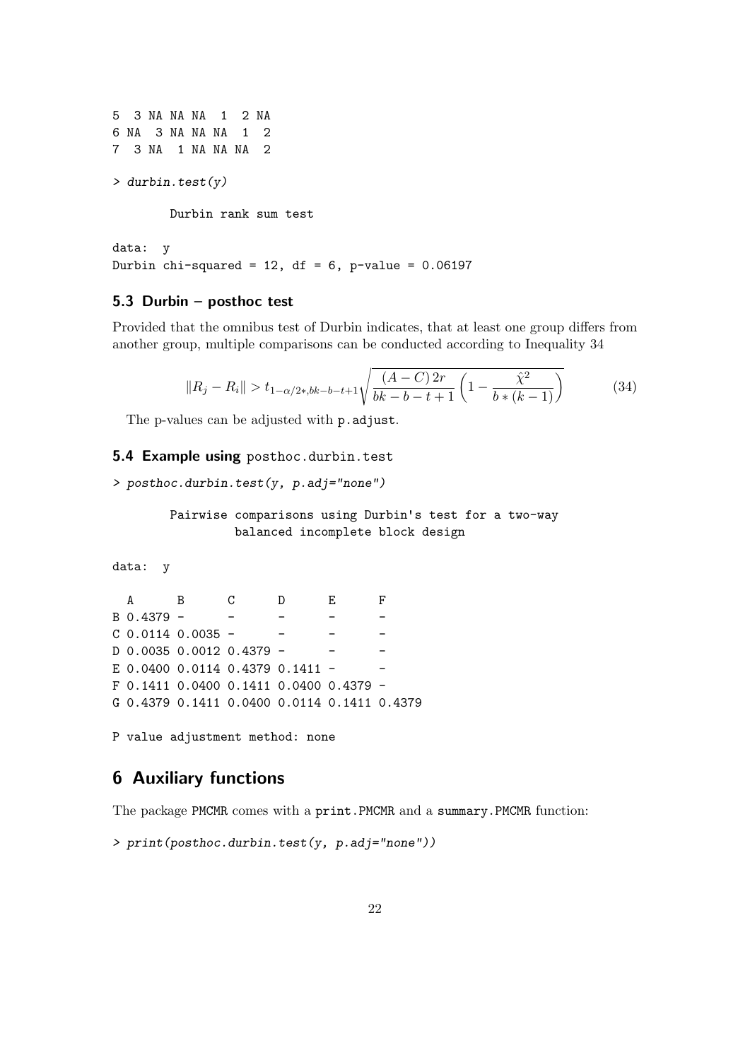```
5  3 NA NA NA  1  2 NA
6 NA  3 NA NA NA  1  2
7  3 NA  1 NA NA NA  2
```

```
> durbin.test(y)

        Durbin rank sum test

data:  y
Durbin chi-squared = 12, df = 6, p-value = 0.06197
```

### 5.3 Durbin – posthoc test

Provided that the omnibus test of Durbin indicates, that at least one group differs from another group, multiple comparisons can be conducted according to Inequality 34

$$\|R_j - R_i\| > t_{1-\alpha/2*, bk-b-t+1} \sqrt{\frac{(A - C)\, 2r}{bk - b - t + 1} \left(1 - \frac{\hat{\chi}^2}{b * (k-1)}\right)} \tag{34}$$

The p-values can be adjusted with `p.adjust`.

### 5.4 Example using `posthoc.durbin.test`

```
> posthoc.durbin.test(y, p.adj="none")

        Pairwise comparisons using Durbin's test for a two-way
                balanced incomplete block design

data:  y

  A      B      C      D      E      F
B 0.4379 -      -      -      -      -
C 0.0114 0.0035 -      -      -      -
D 0.0035 0.0012 0.4379 -      -      -
E 0.0400 0.0114 0.4379 0.1411 -      -
F 0.1411 0.0400 0.1411 0.0400 0.4379 -
G 0.4379 0.1411 0.0400 0.0114 0.1411 0.4379

P value adjustment method: none
```

## 6 Auxiliary functions

The package PMCMR comes with a `print.PMCMR` and a `summary.PMCMR` function:

```
> print(posthoc.durbin.test(y, p.adj="none"))
```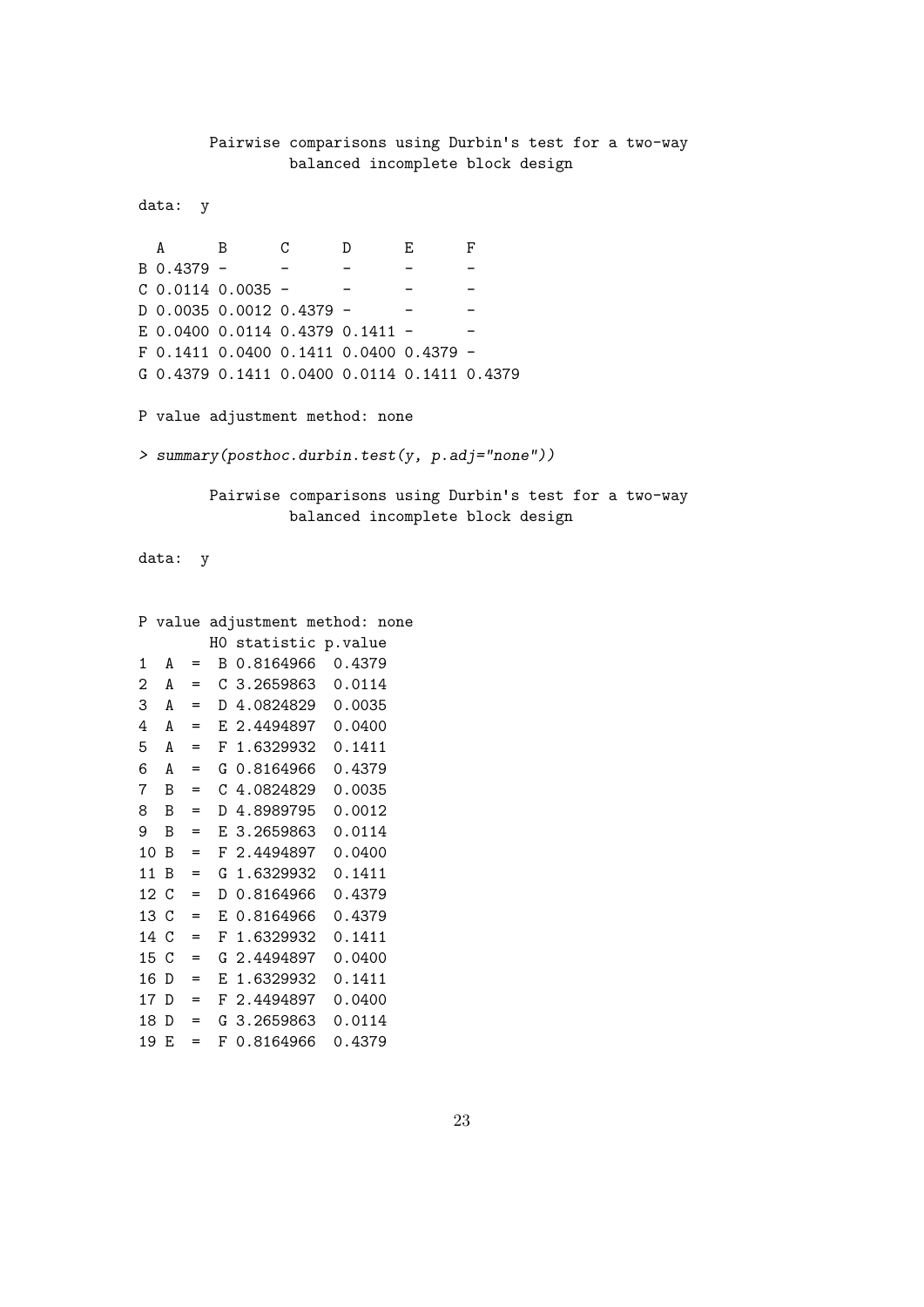```
        Pairwise comparisons using Durbin's test for a two-way
                 balanced incomplete block design

data:  y

  A      B      C      D      E      F
B 0.4379 -      -      -      -      -
C 0.0114 0.0035 -      -      -      -
D 0.0035 0.0012 0.4379 -      -      -
E 0.0400 0.0114 0.4379 0.1411 -      -
F 0.1411 0.0400 0.1411 0.0400 0.4379 -
G 0.4379 0.1411 0.0400 0.0114 0.1411 0.4379

P value adjustment method: none
```

```
> summary(posthoc.durbin.test(y, p.adj="none"))

        Pairwise comparisons using Durbin's test for a two-way
                 balanced incomplete block design

data:  y


P value adjustment method: none
        H0 statistic p.value
1  A  =  B 0.8164966  0.4379
2  A  =  C 3.2659863  0.0114
3  A  =  D 4.0824829  0.0035
4  A  =  E 2.4494897  0.0400
5  A  =  F 1.6329932  0.1411
6  A  =  G 0.8164966  0.4379
7  B  =  C 4.0824829  0.0035
8  B  =  D 4.8989795  0.0012
9  B  =  E 3.2659863  0.0114
10 B  =  F 2.4494897  0.0400
11 B  =  G 1.6329932  0.1411
12 C  =  D 0.8164966  0.4379
13 C  =  E 0.8164966  0.4379
14 C  =  F 1.6329932  0.1411
15 C  =  G 2.4494897  0.0400
16 D  =  E 1.6329932  0.1411
17 D  =  F 2.4494897  0.0400
18 D  =  G 3.2659863  0.0114
19 E  =  F 0.8164966  0.4379
```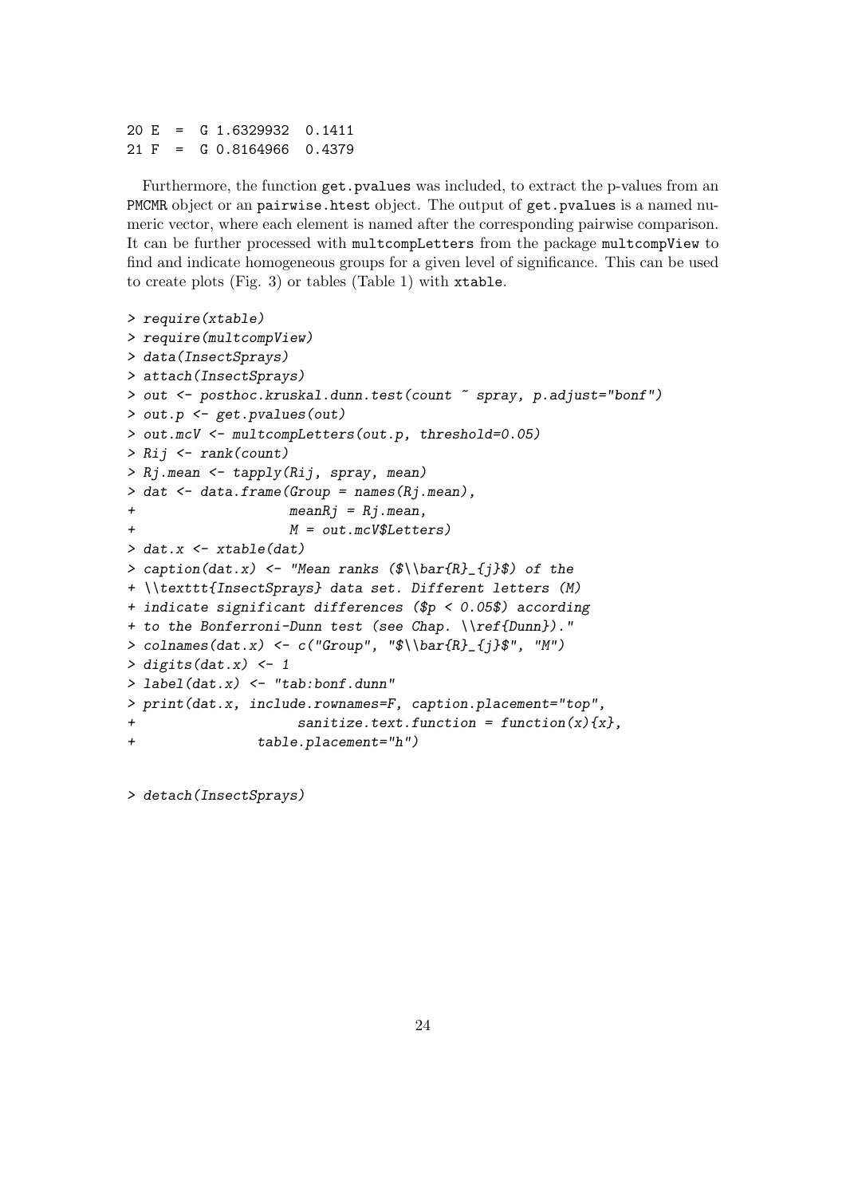```
20 E  =  G 1.6329932  0.1411
21 F  =  G 0.8164966  0.4379
```

Furthermore, the function get.pvalues was included, to extract the p-values from an PMCMR object or an pairwise.htest object. The output of get.pvalues is a named numeric vector, where each element is named after the corresponding pairwise comparison. It can be further processed with multcompLetters from the package multcompView to find and indicate homogeneous groups for a given level of significance. This can be used to create plots (Fig. 3) or tables (Table 1) with xtable.

```
> require(xtable)
> require(multcompView)
> data(InsectSprays)
> attach(InsectSprays)
> out <- posthoc.kruskal.dunn.test(count ~ spray, p.adjust="bonf")
> out.p <- get.pvalues(out)
> out.mcV <- multcompLetters(out.p, threshold=0.05)
> Rij <- rank(count)
> Rj.mean <- tapply(Rij, spray, mean)
> dat <- data.frame(Group = names(Rj.mean),
+                   meanRj = Rj.mean,
+                   M = out.mcV$Letters)
> dat.x <- xtable(dat)
> caption(dat.x) <- "Mean ranks ($\\bar{R}_{j}$) of the
+ \\texttt{InsectSprays} data set. Different letters (M)
+ indicate significant differences ($p < 0.05$) according
+ to the Bonferroni-Dunn test (see Chap. \\ref{Dunn})."
> colnames(dat.x) <- c("Group", "$\\bar{R}_{j}$", "M")
> digits(dat.x) <- 1
> label(dat.x) <- "tab:bonf.dunn"
> print(dat.x, include.rownames=F, caption.placement="top",
+                   sanitize.text.function = function(x){x},
+             table.placement="h")

> detach(InsectSprays)
```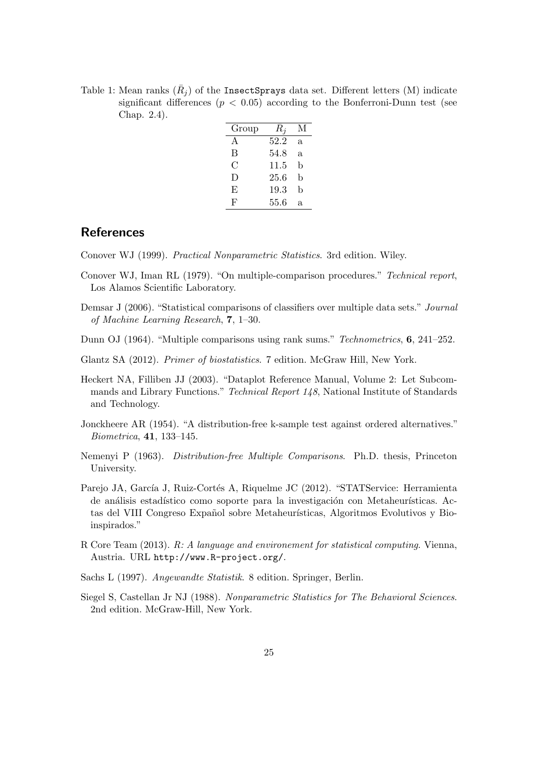Table 1: Mean ranks ($\bar{R}_j$) of the `InsectSprays` data set. Different letters (M) indicate significant differences ($p < 0.05$) according to the Bonferroni-Dunn test (see Chap. 2.4).

| Group | $R_j$ | M |
|---|---|---|
| A | 52.2 | a |
| B | 54.8 | a |
| C | 11.5 | b |
| D | 25.6 | b |
| E | 19.3 | b |
| F | 55.6 | a |

## References

Conover WJ (1999). *Practical Nonparametric Statistics*. 3rd edition. Wiley.

Conover WJ, Iman RL (1979). "On multiple-comparison procedures." *Technical report*, Los Alamos Scientific Laboratory.

Demsar J (2006). "Statistical comparisons of classifiers over multiple data sets." *Journal of Machine Learning Research*, **7**, 1–30.

Dunn OJ (1964). "Multiple comparisons using rank sums." *Technometrics*, **6**, 241–252.

Glantz SA (2012). *Primer of biostatistics*. 7 edition. McGraw Hill, New York.

Heckert NA, Filliben JJ (2003). "Dataplot Reference Manual, Volume 2: Let Subcommands and Library Functions." *Technical Report 148*, National Institute of Standards and Technology.

Jonckheere AR (1954). "A distribution-free k-sample test against ordered alternatives." *Biometrica*, **41**, 133–145.

Nemenyi P (1963). *Distribution-free Multiple Comparisons*. Ph.D. thesis, Princeton University.

Parejo JA, García J, Ruiz-Cortés A, Riquelme JC (2012). "STATService: Herramienta de análisis estadístico como soporte para la investigación con Metaheurísticas. Actas del VIII Congreso Expañol sobre Metaheurísticas, Algoritmos Evolutivos y Bioinspirados."

R Core Team (2013). *R: A language and environement for statistical computing*. Vienna, Austria. URL `http://www.R-project.org/`.

Sachs L (1997). *Angewandte Statistik*. 8 edition. Springer, Berlin.

Siegel S, Castellan Jr NJ (1988). *Nonparametric Statistics for The Behavioral Sciences*. 2nd edition. McGraw-Hill, New York.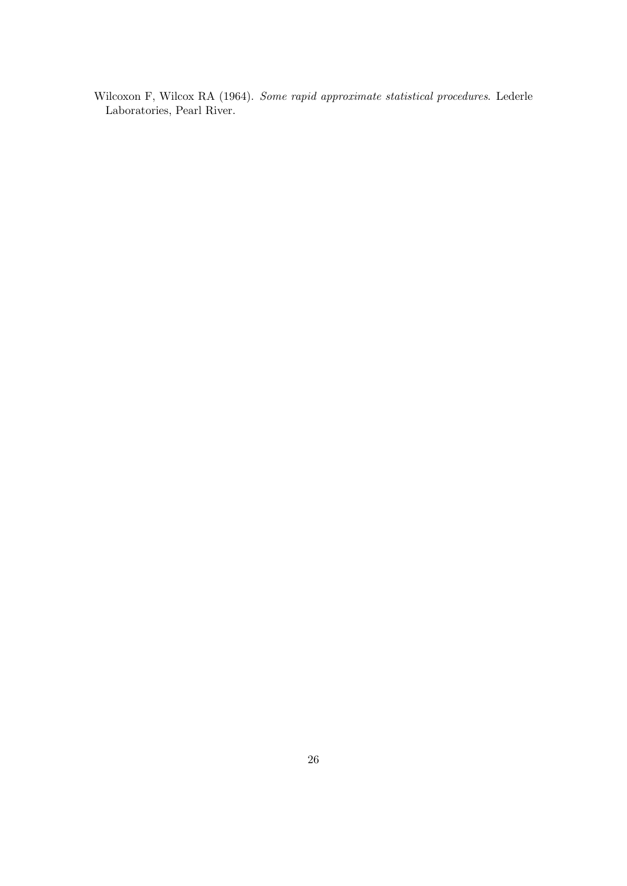Wilcoxon F, Wilcox RA (1964). *Some rapid approximate statistical procedures*. Lederle Laboratories, Pearl River.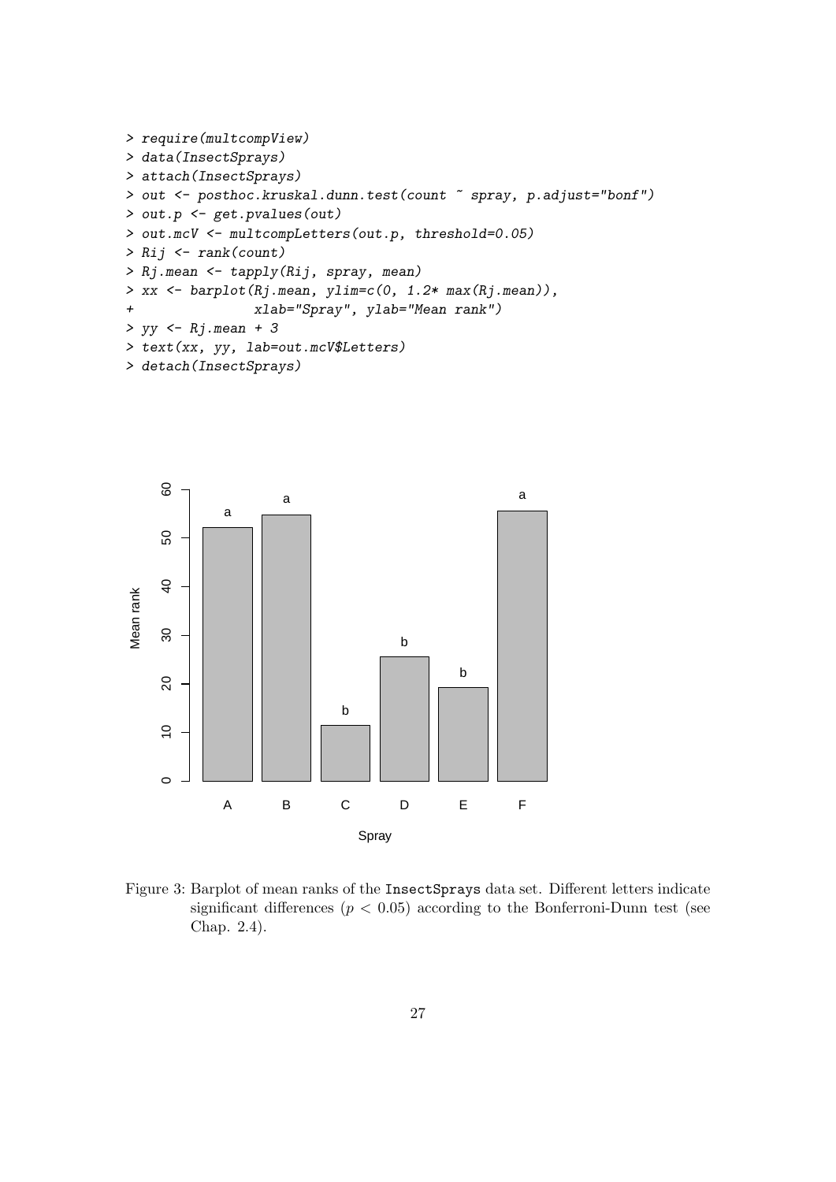```
> require(multcompView)
> data(InsectSprays)
> attach(InsectSprays)
> out <- posthoc.kruskal.dunn.test(count ~ spray, p.adjust="bonf")
> out.p <- get.pvalues(out)
> out.mcV <- multcompLetters(out.p, threshold=0.05)
> Rij <- rank(count)
> Rj.mean <- tapply(Rij, spray, mean)
> xx <- barplot(Rj.mean, ylim=c(0, 1.2* max(Rj.mean)),
+               xlab="Spray", ylab="Mean rank")
> yy <- Rj.mean + 3
> text(xx, yy, lab=out.mcV$Letters)
> detach(InsectSprays)
```

Mean rank

0
10
20
30
40
50
60

a a b b b a

A B C D E F

Spray

Figure 3: Barplot of mean ranks of the `InsectSprays` data set. Different letters indicate significant differences ($p < 0.05$) according to the Bonferroni-Dunn test (see Chap. 2.4).